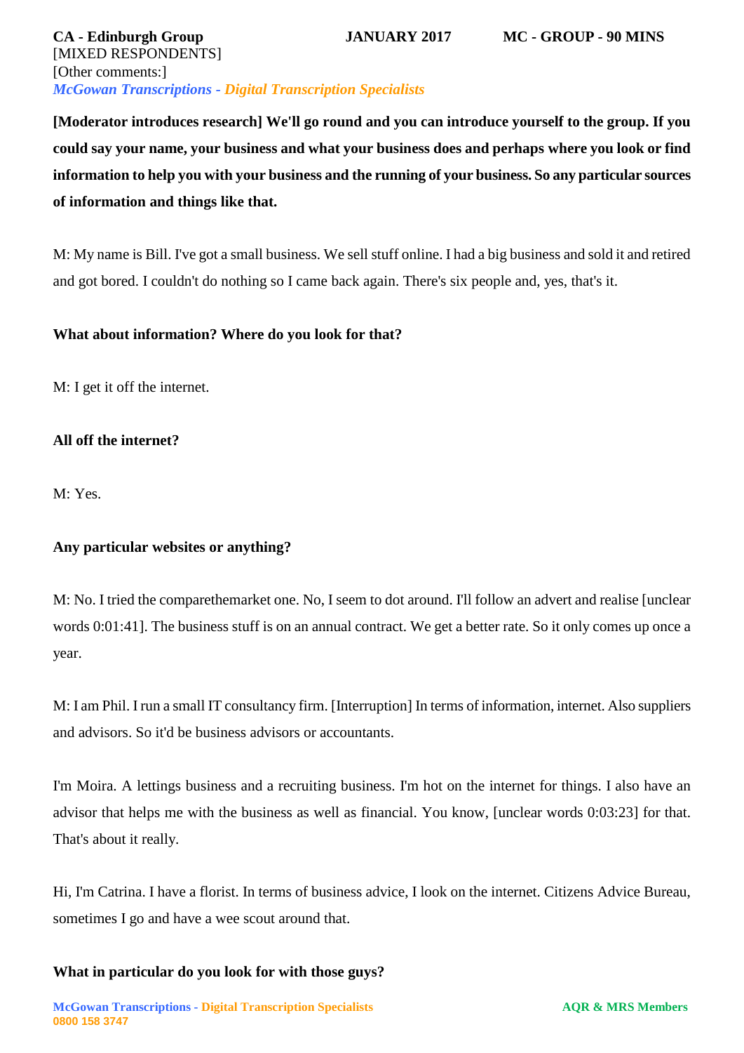**CA - Edinburgh Group** **JANUARY 2017** **MC - GROUP - 90 MINS**
[MIXED RESPONDENTS]
[Other comments:]

**[Moderator introduces research] We'll go round and you can introduce yourself to the group. If you could say your name, your business and what your business does and perhaps where you look or find information to help you with your business and the running of your business. So any particular sources of information and things like that.**

M: My name is Bill. I've got a small business. We sell stuff online. I had a big business and sold it and retired and got bored. I couldn't do nothing so I came back again. There's six people and, yes, that's it.

**What about information? Where do you look for that?**

M: I get it off the internet.

**All off the internet?**

M: Yes.

**Any particular websites or anything?**

M: No. I tried the comparethemarket one. No, I seem to dot around. I'll follow an advert and realise [unclear words 0:01:41]. The business stuff is on an annual contract. We get a better rate. So it only comes up once a year.

M: I am Phil. I run a small IT consultancy firm. [Interruption] In terms of information, internet. Also suppliers and advisors. So it'd be business advisors or accountants.

I'm Moira. A lettings business and a recruiting business. I'm hot on the internet for things. I also have an advisor that helps me with the business as well as financial. You know, [unclear words 0:03:23] for that. That's about it really.

Hi, I'm Catrina. I have a florist. In terms of business advice, I look on the internet. Citizens Advice Bureau, sometimes I go and have a wee scout around that.

**What in particular do you look for with those guys?**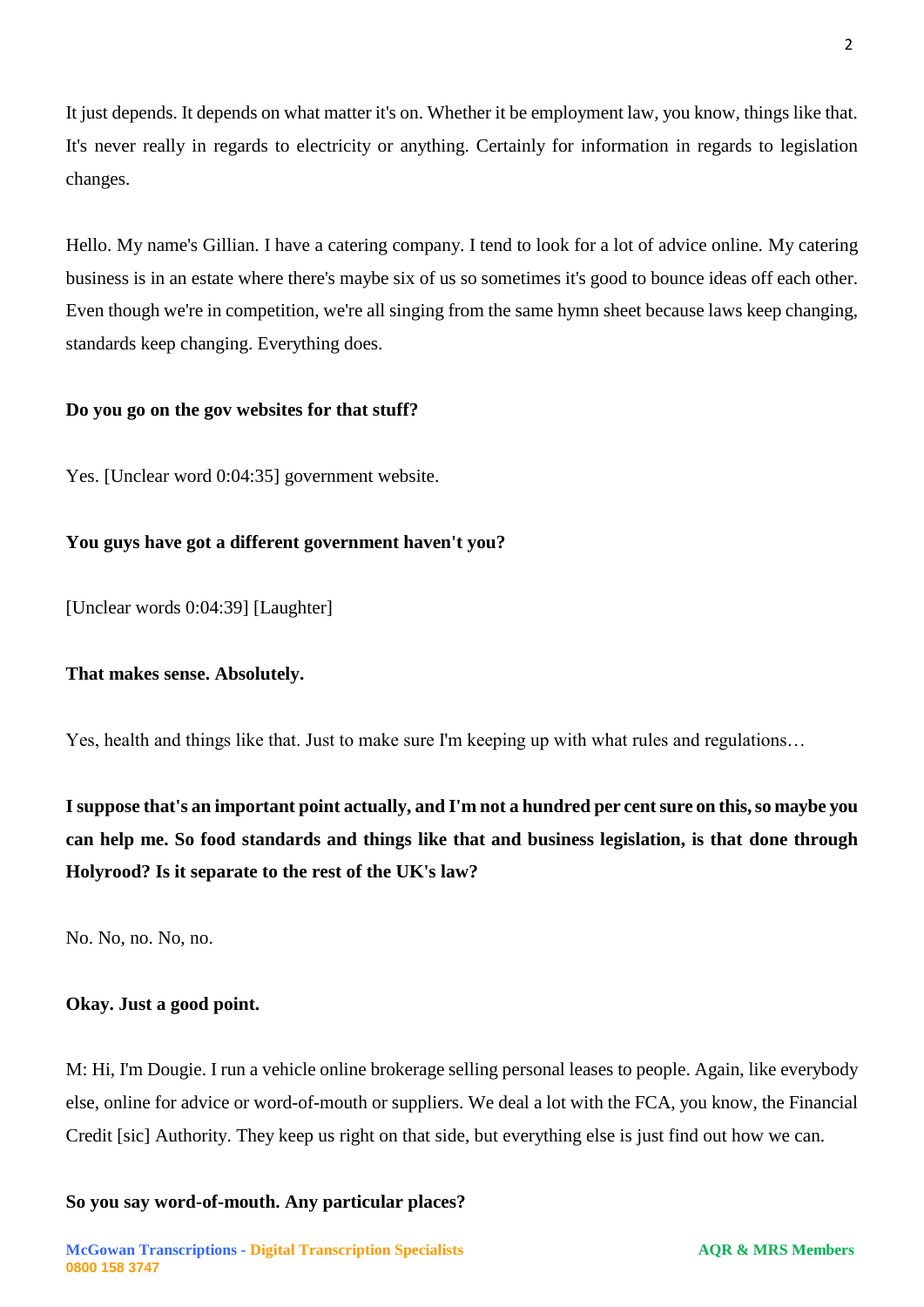It just depends. It depends on what matter it's on. Whether it be employment law, you know, things like that. It's never really in regards to electricity or anything. Certainly for information in regards to legislation changes.

Hello. My name's Gillian. I have a catering company. I tend to look for a lot of advice online. My catering business is in an estate where there's maybe six of us so sometimes it's good to bounce ideas off each other. Even though we're in competition, we're all singing from the same hymn sheet because laws keep changing, standards keep changing. Everything does.

**Do you go on the gov websites for that stuff?**

Yes. [Unclear word 0:04:35] government website.

**You guys have got a different government haven't you?**

[Unclear words 0:04:39] [Laughter]

**That makes sense. Absolutely.**

Yes, health and things like that. Just to make sure I'm keeping up with what rules and regulations…

**I suppose that's an important point actually, and I'm not a hundred per cent sure on this, so maybe you can help me. So food standards and things like that and business legislation, is that done through Holyrood? Is it separate to the rest of the UK's law?**

No. No, no. No, no.

**Okay. Just a good point.**

M: Hi, I'm Dougie. I run a vehicle online brokerage selling personal leases to people. Again, like everybody else, online for advice or word-of-mouth or suppliers. We deal a lot with the FCA, you know, the Financial Credit [sic] Authority. They keep us right on that side, but everything else is just find out how we can.

**So you say word-of-mouth. Any particular places?**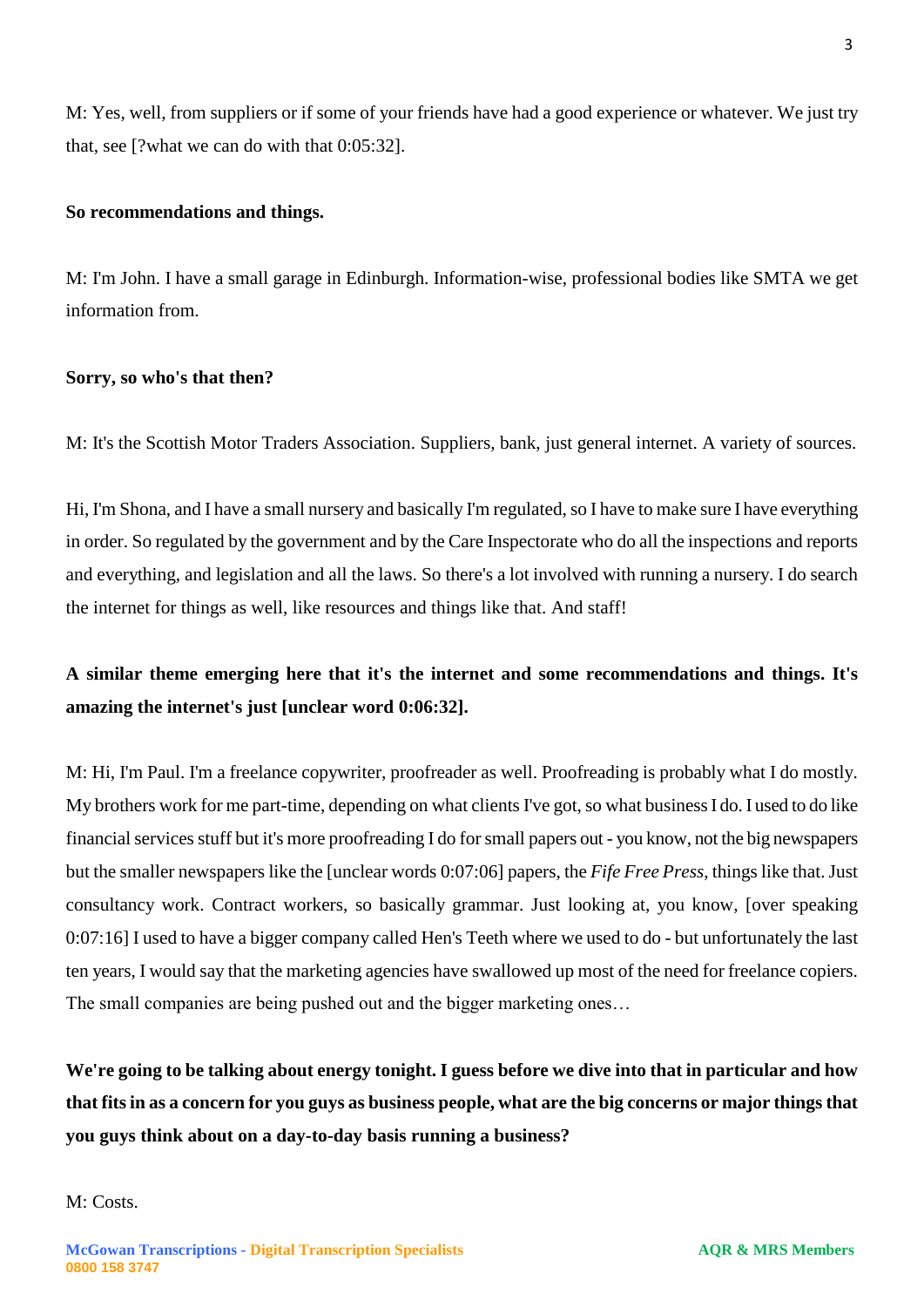M: Yes, well, from suppliers or if some of your friends have had a good experience or whatever. We just try that, see [?what we can do with that 0:05:32].

**So recommendations and things.**

M: I'm John. I have a small garage in Edinburgh. Information-wise, professional bodies like SMTA we get information from.

**Sorry, so who's that then?**

M: It's the Scottish Motor Traders Association. Suppliers, bank, just general internet. A variety of sources.

Hi, I'm Shona, and I have a small nursery and basically I'm regulated, so I have to make sure I have everything in order. So regulated by the government and by the Care Inspectorate who do all the inspections and reports and everything, and legislation and all the laws. So there's a lot involved with running a nursery. I do search the internet for things as well, like resources and things like that. And staff!

**A similar theme emerging here that it's the internet and some recommendations and things. It's amazing the internet's just [unclear word 0:06:32].**

M: Hi, I'm Paul. I'm a freelance copywriter, proofreader as well. Proofreading is probably what I do mostly. My brothers work for me part-time, depending on what clients I've got, so what business I do. I used to do like financial services stuff but it's more proofreading I do for small papers out - you know, not the big newspapers but the smaller newspapers like the [unclear words 0:07:06] papers, the *Fife Free Press*, things like that. Just consultancy work. Contract workers, so basically grammar. Just looking at, you know, [over speaking 0:07:16] I used to have a bigger company called Hen's Teeth where we used to do - but unfortunately the last ten years, I would say that the marketing agencies have swallowed up most of the need for freelance copiers. The small companies are being pushed out and the bigger marketing ones…

**We're going to be talking about energy tonight. I guess before we dive into that in particular and how that fits in as a concern for you guys as business people, what are the big concerns or major things that you guys think about on a day-to-day basis running a business?**

M: Costs.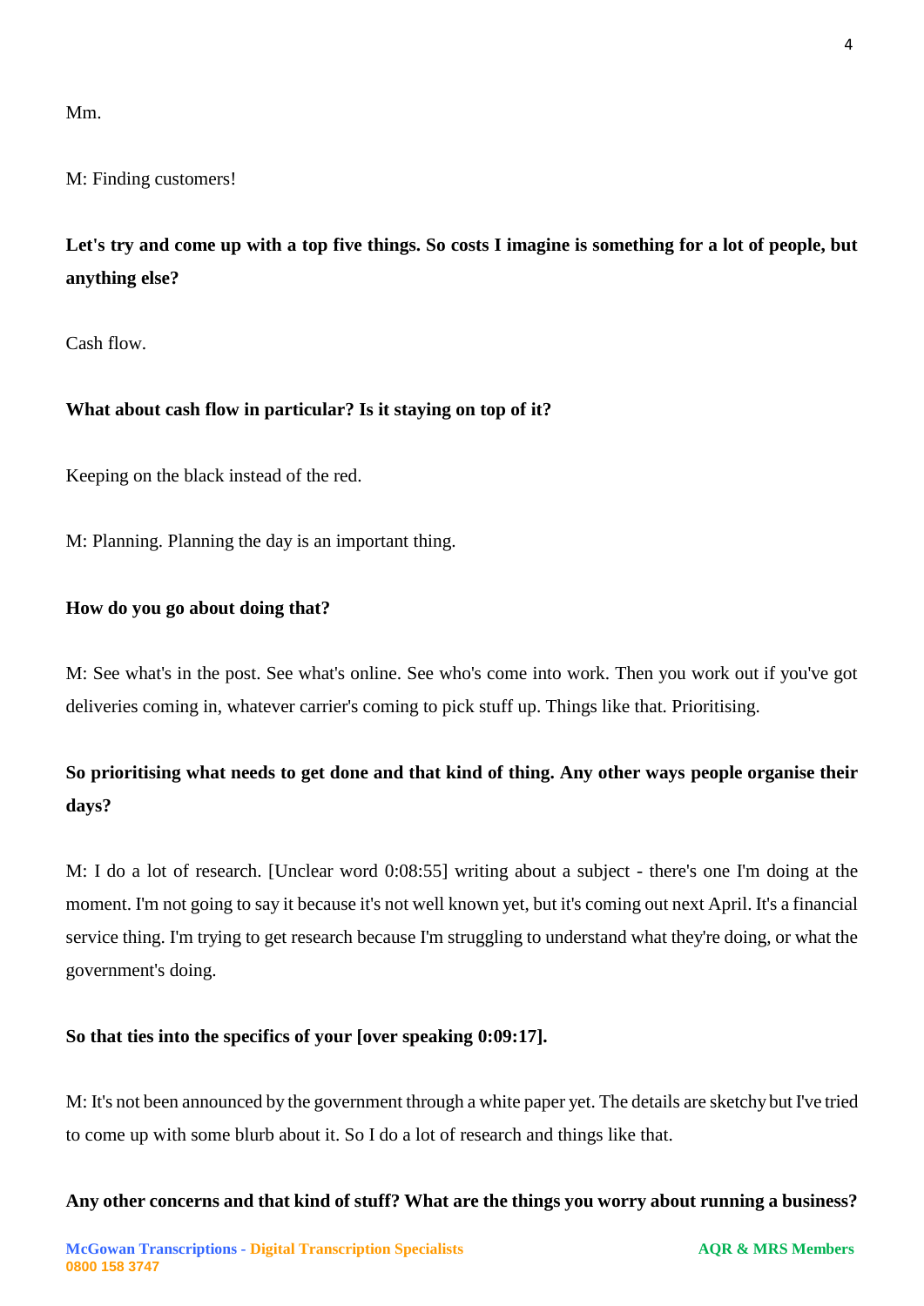Mm.

M: Finding customers!

**Let's try and come up with a top five things. So costs I imagine is something for a lot of people, but anything else?**

Cash flow.

**What about cash flow in particular? Is it staying on top of it?**

Keeping on the black instead of the red.

M: Planning. Planning the day is an important thing.

**How do you go about doing that?**

M: See what's in the post. See what's online. See who's come into work. Then you work out if you've got deliveries coming in, whatever carrier's coming to pick stuff up. Things like that. Prioritising.

**So prioritising what needs to get done and that kind of thing. Any other ways people organise their days?**

M: I do a lot of research. [Unclear word 0:08:55] writing about a subject - there's one I'm doing at the moment. I'm not going to say it because it's not well known yet, but it's coming out next April. It's a financial service thing. I'm trying to get research because I'm struggling to understand what they're doing, or what the government's doing.

**So that ties into the specifics of your [over speaking 0:09:17].**

M: It's not been announced by the government through a white paper yet. The details are sketchy but I've tried to come up with some blurb about it. So I do a lot of research and things like that.

**Any other concerns and that kind of stuff? What are the things you worry about running a business?**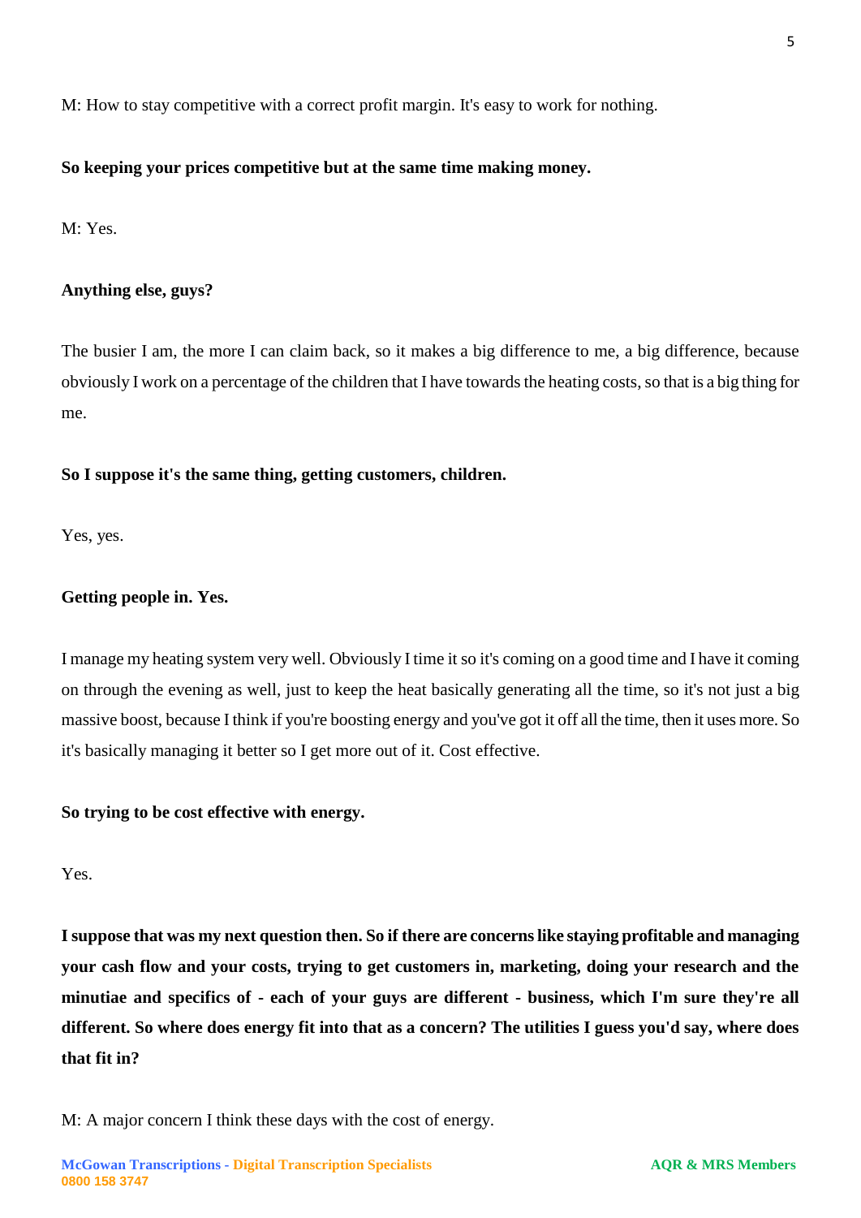M: How to stay competitive with a correct profit margin. It's easy to work for nothing.

**So keeping your prices competitive but at the same time making money.**

M: Yes.

**Anything else, guys?**

The busier I am, the more I can claim back, so it makes a big difference to me, a big difference, because obviously I work on a percentage of the children that I have towards the heating costs, so that is a big thing for me.

**So I suppose it's the same thing, getting customers, children.**

Yes, yes.

**Getting people in. Yes.**

I manage my heating system very well. Obviously I time it so it's coming on a good time and I have it coming on through the evening as well, just to keep the heat basically generating all the time, so it's not just a big massive boost, because I think if you're boosting energy and you've got it off all the time, then it uses more. So it's basically managing it better so I get more out of it. Cost effective.

**So trying to be cost effective with energy.**

Yes.

**I suppose that was my next question then. So if there are concerns like staying profitable and managing your cash flow and your costs, trying to get customers in, marketing, doing your research and the minutiae and specifics of - each of your guys are different - business, which I'm sure they're all different. So where does energy fit into that as a concern? The utilities I guess you'd say, where does that fit in?**

M: A major concern I think these days with the cost of energy.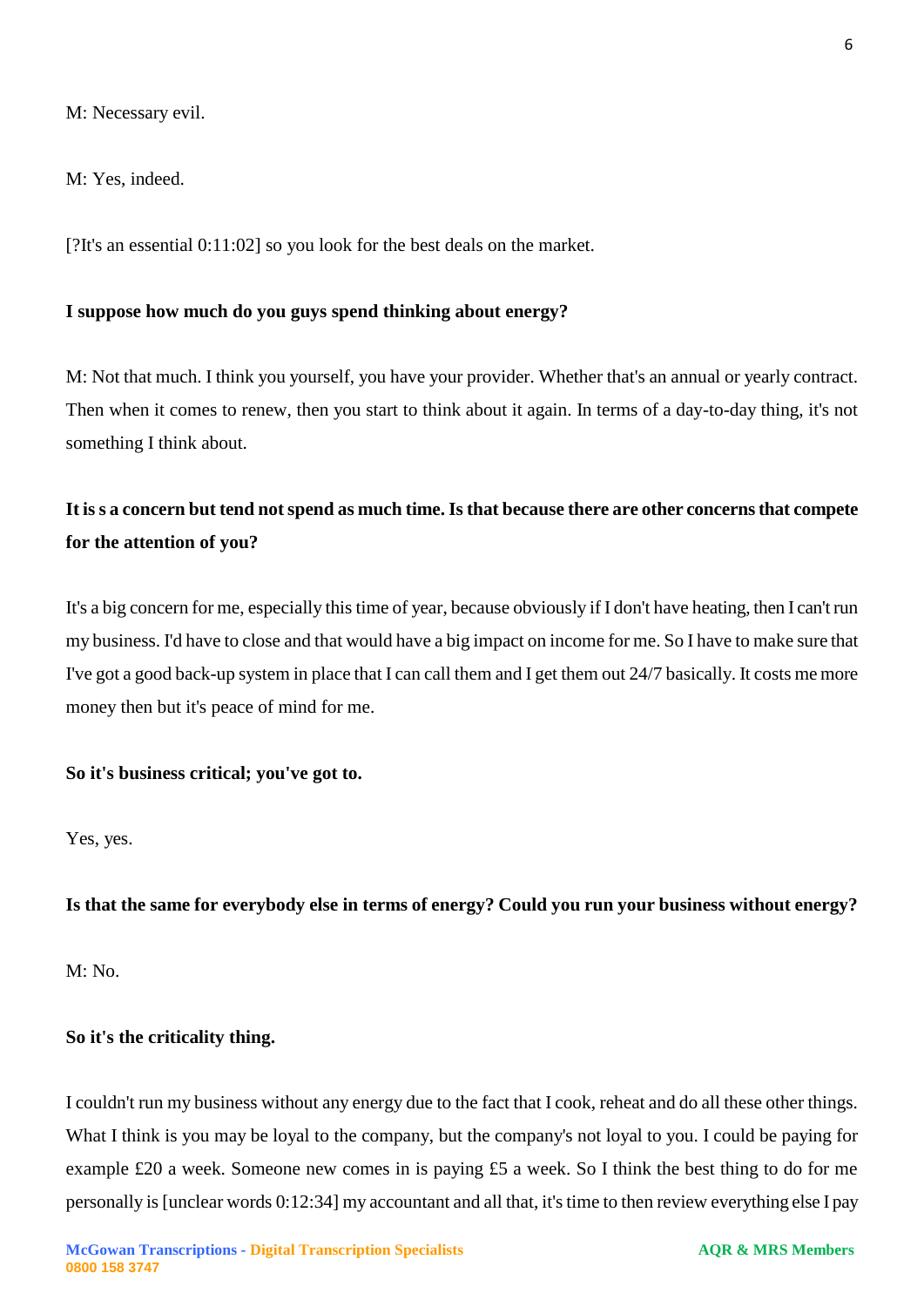M: Necessary evil.

M: Yes, indeed.

[?It's an essential 0:11:02] so you look for the best deals on the market.

**I suppose how much do you guys spend thinking about energy?**

M: Not that much. I think you yourself, you have your provider. Whether that's an annual or yearly contract. Then when it comes to renew, then you start to think about it again. In terms of a day-to-day thing, it's not something I think about.

**It is s a concern but tend not spend as much time. Is that because there are other concerns that compete for the attention of you?**

It's a big concern for me, especially this time of year, because obviously if I don't have heating, then I can't run my business. I'd have to close and that would have a big impact on income for me. So I have to make sure that I've got a good back-up system in place that I can call them and I get them out 24/7 basically. It costs me more money then but it's peace of mind for me.

**So it's business critical; you've got to.**

Yes, yes.

**Is that the same for everybody else in terms of energy? Could you run your business without energy?**

M: No.

**So it's the criticality thing.**

I couldn't run my business without any energy due to the fact that I cook, reheat and do all these other things. What I think is you may be loyal to the company, but the company's not loyal to you. I could be paying for example £20 a week. Someone new comes in is paying £5 a week. So I think the best thing to do for me personally is [unclear words 0:12:34] my accountant and all that, it's time to then review everything else I pay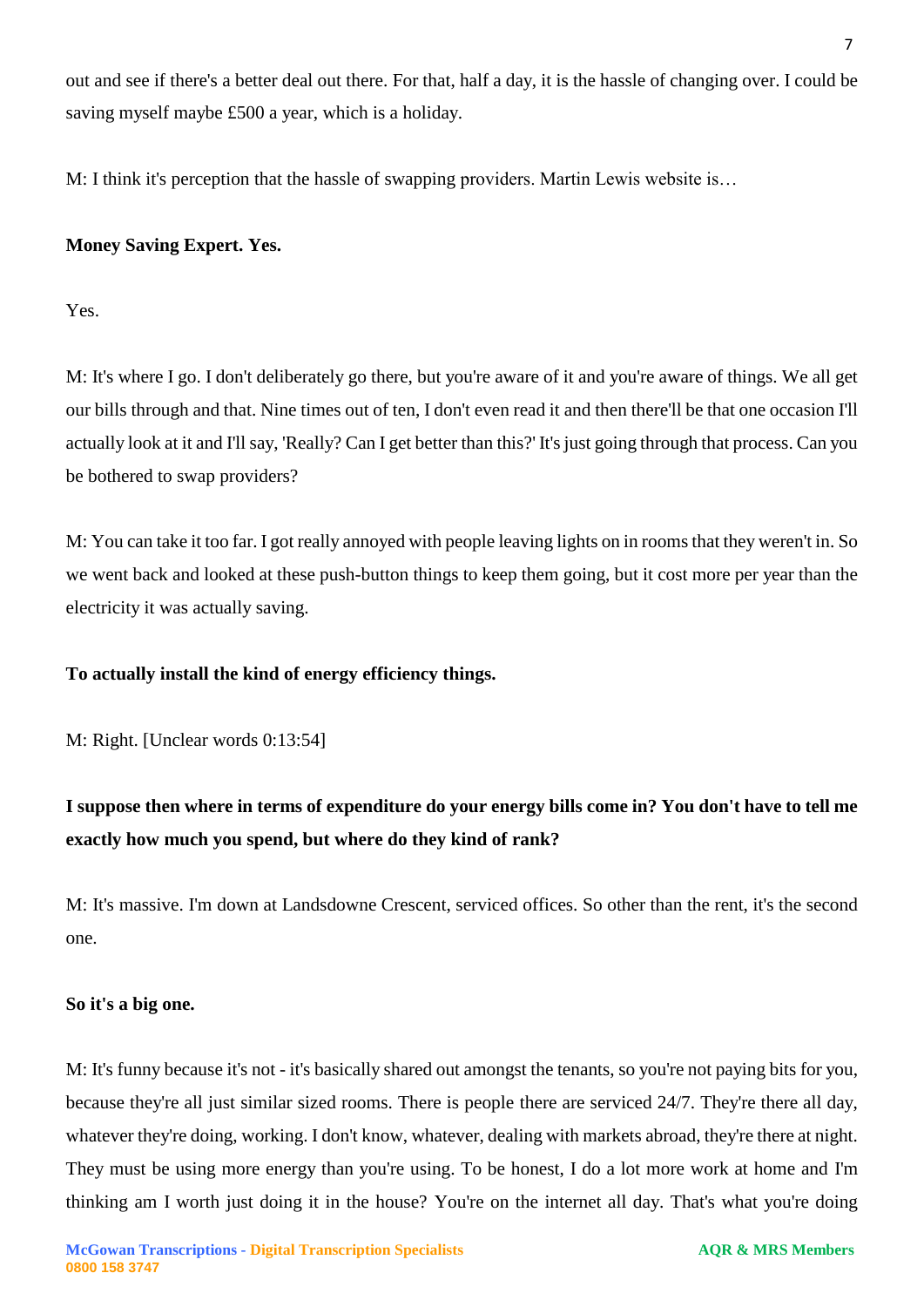out and see if there's a better deal out there. For that, half a day, it is the hassle of changing over. I could be saving myself maybe £500 a year, which is a holiday.

M: I think it's perception that the hassle of swapping providers. Martin Lewis website is…

**Money Saving Expert. Yes.**

Yes.

M: It's where I go. I don't deliberately go there, but you're aware of it and you're aware of things. We all get our bills through and that. Nine times out of ten, I don't even read it and then there'll be that one occasion I'll actually look at it and I'll say, 'Really? Can I get better than this?' It's just going through that process. Can you be bothered to swap providers?

M: You can take it too far. I got really annoyed with people leaving lights on in rooms that they weren't in. So we went back and looked at these push-button things to keep them going, but it cost more per year than the electricity it was actually saving.

**To actually install the kind of energy efficiency things.**

M: Right. [Unclear words 0:13:54]

**I suppose then where in terms of expenditure do your energy bills come in? You don't have to tell me exactly how much you spend, but where do they kind of rank?**

M: It's massive. I'm down at Landsdowne Crescent, serviced offices. So other than the rent, it's the second one.

**So it's a big one.**

M: It's funny because it's not - it's basically shared out amongst the tenants, so you're not paying bits for you, because they're all just similar sized rooms. There is people there are serviced 24/7. They're there all day, whatever they're doing, working. I don't know, whatever, dealing with markets abroad, they're there at night. They must be using more energy than you're using. To be honest, I do a lot more work at home and I'm thinking am I worth just doing it in the house? You're on the internet all day. That's what you're doing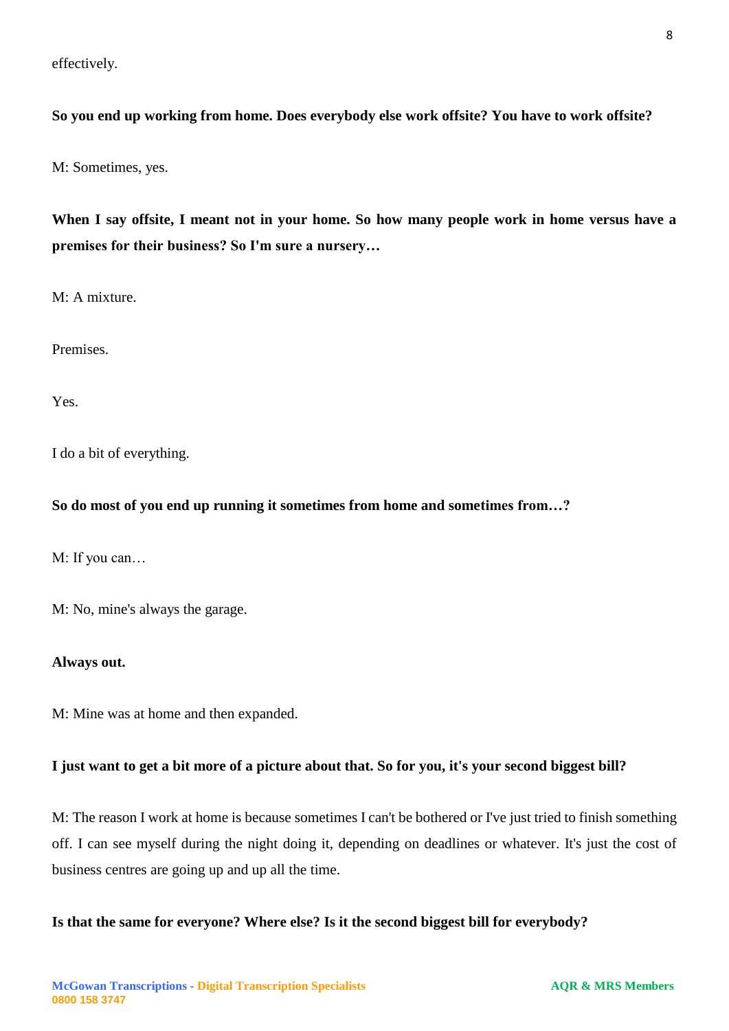effectively.

**So you end up working from home. Does everybody else work offsite? You have to work offsite?**

M: Sometimes, yes.

**When I say offsite, I meant not in your home. So how many people work in home versus have a premises for their business? So I'm sure a nursery…**

M: A mixture.

Premises.

Yes.

I do a bit of everything.

**So do most of you end up running it sometimes from home and sometimes from…?**

M: If you can…

M: No, mine's always the garage.

**Always out.**

M: Mine was at home and then expanded.

**I just want to get a bit more of a picture about that. So for you, it's your second biggest bill?**

M: The reason I work at home is because sometimes I can't be bothered or I've just tried to finish something off. I can see myself during the night doing it, depending on deadlines or whatever. It's just the cost of business centres are going up and up all the time.

**Is that the same for everyone? Where else? Is it the second biggest bill for everybody?**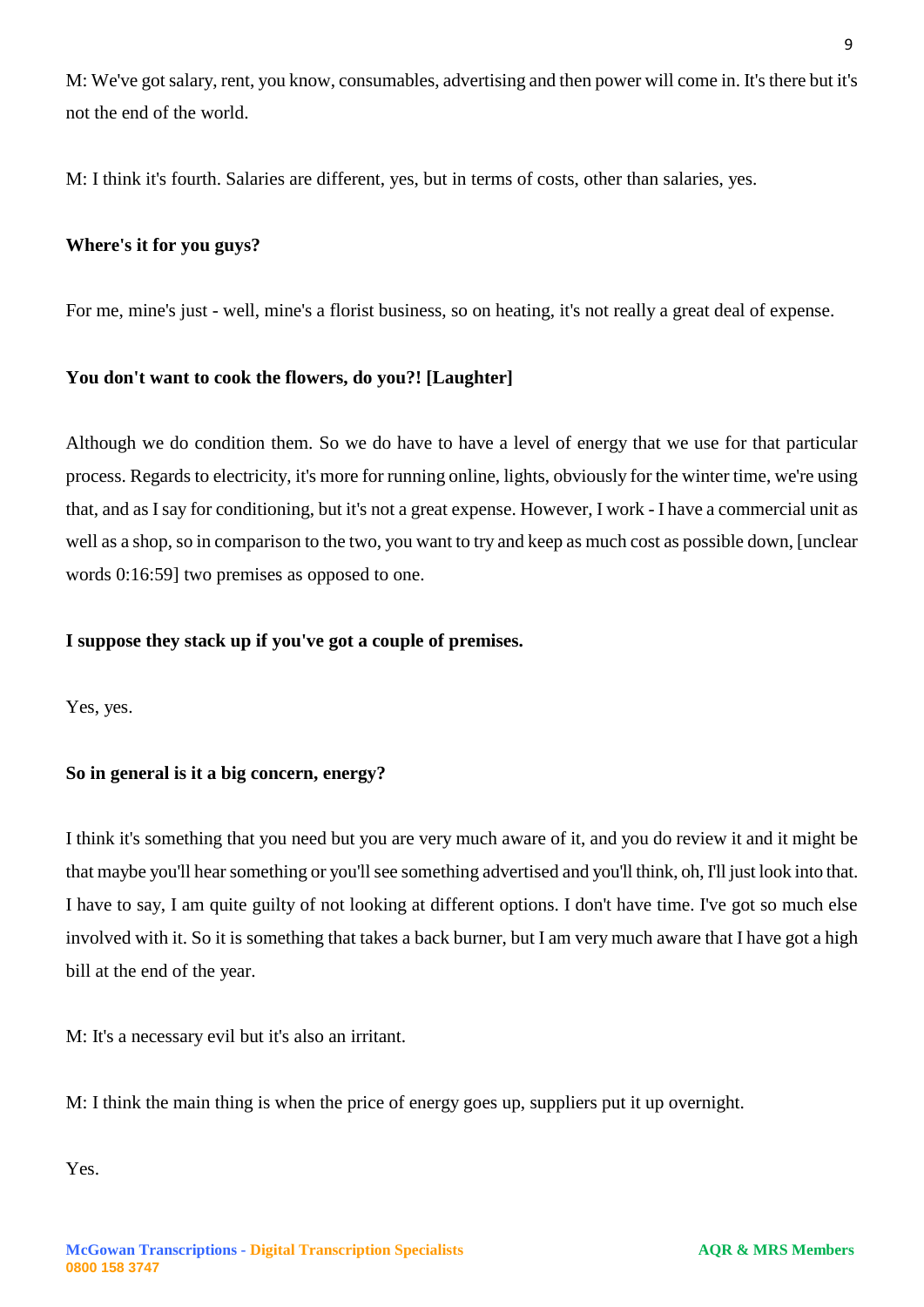M: We've got salary, rent, you know, consumables, advertising and then power will come in. It's there but it's not the end of the world.

M: I think it's fourth. Salaries are different, yes, but in terms of costs, other than salaries, yes.

**Where's it for you guys?**

For me, mine's just - well, mine's a florist business, so on heating, it's not really a great deal of expense.

**You don't want to cook the flowers, do you?! [Laughter]**

Although we do condition them. So we do have to have a level of energy that we use for that particular process. Regards to electricity, it's more for running online, lights, obviously for the winter time, we're using that, and as I say for conditioning, but it's not a great expense. However, I work - I have a commercial unit as well as a shop, so in comparison to the two, you want to try and keep as much cost as possible down, [unclear words 0:16:59] two premises as opposed to one.

**I suppose they stack up if you've got a couple of premises.**

Yes, yes.

**So in general is it a big concern, energy?**

I think it's something that you need but you are very much aware of it, and you do review it and it might be that maybe you'll hear something or you'll see something advertised and you'll think, oh, I'll just look into that. I have to say, I am quite guilty of not looking at different options. I don't have time. I've got so much else involved with it. So it is something that takes a back burner, but I am very much aware that I have got a high bill at the end of the year.

M: It's a necessary evil but it's also an irritant.

M: I think the main thing is when the price of energy goes up, suppliers put it up overnight.

Yes.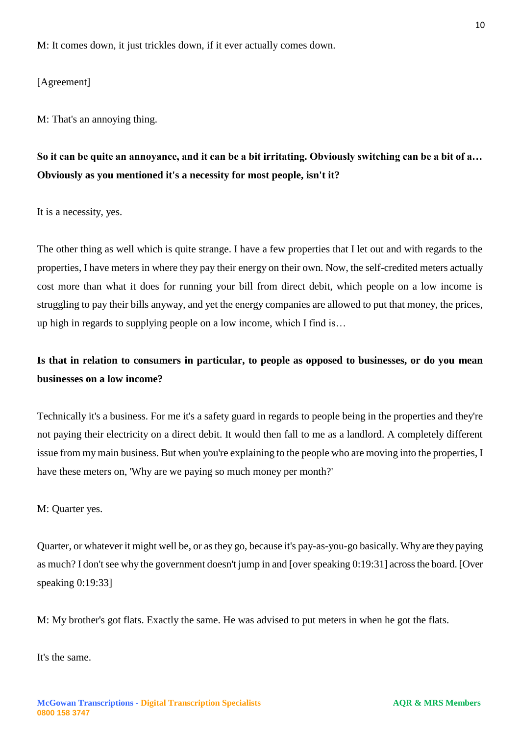M: It comes down, it just trickles down, if it ever actually comes down.

[Agreement]

M: That's an annoying thing.

**So it can be quite an annoyance, and it can be a bit irritating. Obviously switching can be a bit of a… Obviously as you mentioned it's a necessity for most people, isn't it?**

It is a necessity, yes.

The other thing as well which is quite strange. I have a few properties that I let out and with regards to the properties, I have meters in where they pay their energy on their own. Now, the self-credited meters actually cost more than what it does for running your bill from direct debit, which people on a low income is struggling to pay their bills anyway, and yet the energy companies are allowed to put that money, the prices, up high in regards to supplying people on a low income, which I find is…

**Is that in relation to consumers in particular, to people as opposed to businesses, or do you mean businesses on a low income?**

Technically it's a business. For me it's a safety guard in regards to people being in the properties and they're not paying their electricity on a direct debit. It would then fall to me as a landlord. A completely different issue from my main business. But when you're explaining to the people who are moving into the properties, I have these meters on, 'Why are we paying so much money per month?'

M: Quarter yes.

Quarter, or whatever it might well be, or as they go, because it's pay-as-you-go basically. Why are they paying as much? I don't see why the government doesn't jump in and [over speaking 0:19:31] across the board. [Over speaking 0:19:33]

M: My brother's got flats. Exactly the same. He was advised to put meters in when he got the flats.

It's the same.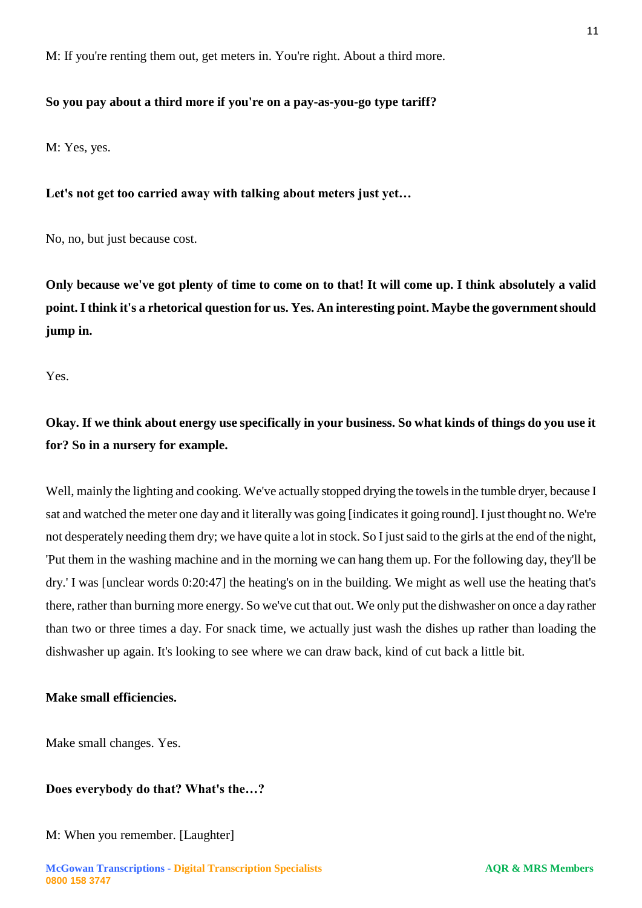M: If you're renting them out, get meters in. You're right. About a third more.

**So you pay about a third more if you're on a pay-as-you-go type tariff?**

M: Yes, yes.

**Let's not get too carried away with talking about meters just yet…**

No, no, but just because cost.

**Only because we've got plenty of time to come on to that! It will come up. I think absolutely a valid point. I think it's a rhetorical question for us. Yes. An interesting point. Maybe the government should jump in.**

Yes.

**Okay. If we think about energy use specifically in your business. So what kinds of things do you use it for? So in a nursery for example.**

Well, mainly the lighting and cooking. We've actually stopped drying the towels in the tumble dryer, because I sat and watched the meter one day and it literally was going [indicates it going round]. I just thought no. We're not desperately needing them dry; we have quite a lot in stock. So I just said to the girls at the end of the night, 'Put them in the washing machine and in the morning we can hang them up. For the following day, they'll be dry.' I was [unclear words 0:20:47] the heating's on in the building. We might as well use the heating that's there, rather than burning more energy. So we've cut that out. We only put the dishwasher on once a day rather than two or three times a day. For snack time, we actually just wash the dishes up rather than loading the dishwasher up again. It's looking to see where we can draw back, kind of cut back a little bit.

**Make small efficiencies.**

Make small changes. Yes.

**Does everybody do that? What's the…?**

M: When you remember. [Laughter]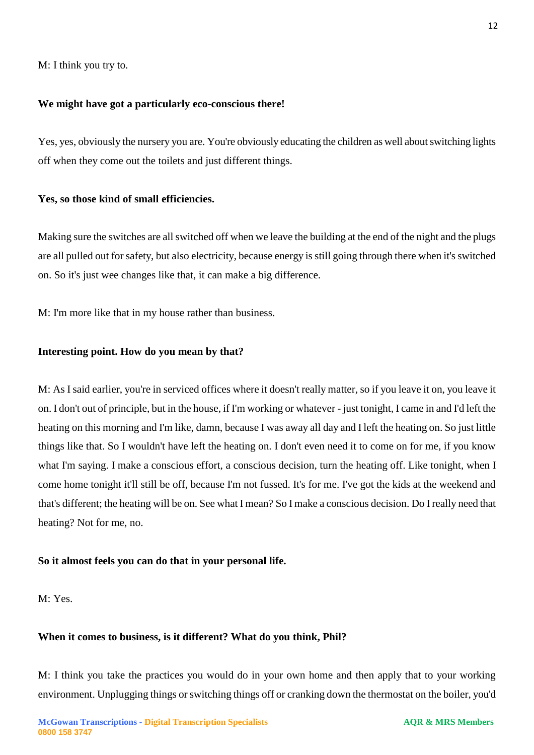M: I think you try to.

**We might have got a particularly eco-conscious there!**

Yes, yes, obviously the nursery you are. You're obviously educating the children as well about switching lights off when they come out the toilets and just different things.

**Yes, so those kind of small efficiencies.**

Making sure the switches are all switched off when we leave the building at the end of the night and the plugs are all pulled out for safety, but also electricity, because energy is still going through there when it's switched on. So it's just wee changes like that, it can make a big difference.

M: I'm more like that in my house rather than business.

**Interesting point. How do you mean by that?**

M: As I said earlier, you're in serviced offices where it doesn't really matter, so if you leave it on, you leave it on. I don't out of principle, but in the house, if I'm working or whatever - just tonight, I came in and I'd left the heating on this morning and I'm like, damn, because I was away all day and I left the heating on. So just little things like that. So I wouldn't have left the heating on. I don't even need it to come on for me, if you know what I'm saying. I make a conscious effort, a conscious decision, turn the heating off. Like tonight, when I come home tonight it'll still be off, because I'm not fussed. It's for me. I've got the kids at the weekend and that's different; the heating will be on. See what I mean? So I make a conscious decision. Do I really need that heating? Not for me, no.

**So it almost feels you can do that in your personal life.**

M: Yes.

**When it comes to business, is it different? What do you think, Phil?**

M: I think you take the practices you would do in your own home and then apply that to your working environment. Unplugging things or switching things off or cranking down the thermostat on the boiler, you'd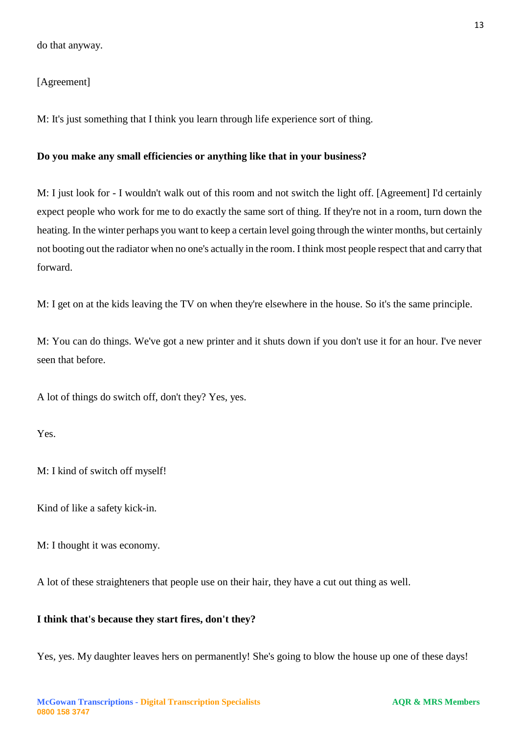do that anyway.

[Agreement]

M: It's just something that I think you learn through life experience sort of thing.

**Do you make any small efficiencies or anything like that in your business?**

M: I just look for - I wouldn't walk out of this room and not switch the light off. [Agreement] I'd certainly expect people who work for me to do exactly the same sort of thing. If they're not in a room, turn down the heating. In the winter perhaps you want to keep a certain level going through the winter months, but certainly not booting out the radiator when no one's actually in the room. I think most people respect that and carry that forward.

M: I get on at the kids leaving the TV on when they're elsewhere in the house. So it's the same principle.

M: You can do things. We've got a new printer and it shuts down if you don't use it for an hour. I've never seen that before.

A lot of things do switch off, don't they? Yes, yes.

Yes.

M: I kind of switch off myself!

Kind of like a safety kick-in.

M: I thought it was economy.

A lot of these straighteners that people use on their hair, they have a cut out thing as well.

**I think that's because they start fires, don't they?**

Yes, yes. My daughter leaves hers on permanently! She's going to blow the house up one of these days!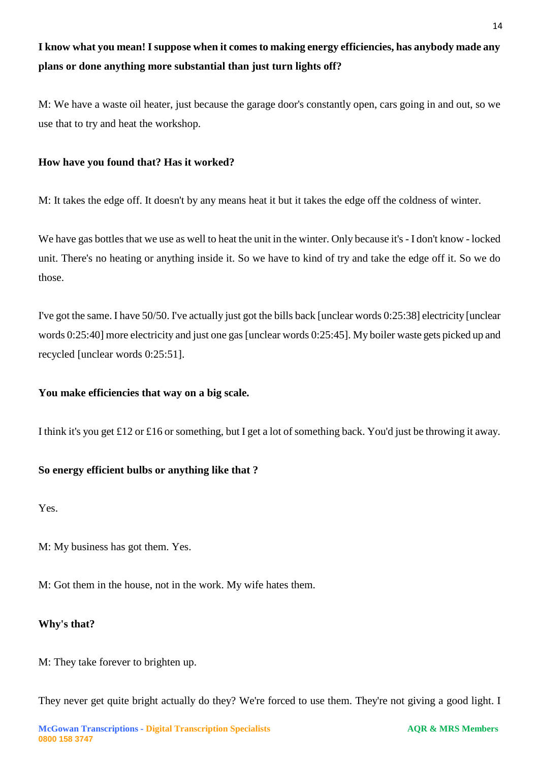**I know what you mean! I suppose when it comes to making energy efficiencies, has anybody made any plans or done anything more substantial than just turn lights off?**

M: We have a waste oil heater, just because the garage door's constantly open, cars going in and out, so we use that to try and heat the workshop.

**How have you found that? Has it worked?**

M: It takes the edge off. It doesn't by any means heat it but it takes the edge off the coldness of winter.

We have gas bottles that we use as well to heat the unit in the winter. Only because it's - I don't know - locked unit. There's no heating or anything inside it. So we have to kind of try and take the edge off it. So we do those.

I've got the same. I have 50/50. I've actually just got the bills back [unclear words 0:25:38] electricity [unclear words 0:25:40] more electricity and just one gas [unclear words 0:25:45]. My boiler waste gets picked up and recycled [unclear words 0:25:51].

**You make efficiencies that way on a big scale.**

I think it's you get £12 or £16 or something, but I get a lot of something back. You'd just be throwing it away.

**So energy efficient bulbs or anything like that ?**

Yes.

M: My business has got them. Yes.

M: Got them in the house, not in the work. My wife hates them.

**Why's that?**

M: They take forever to brighten up.

They never get quite bright actually do they? We're forced to use them. They're not giving a good light. I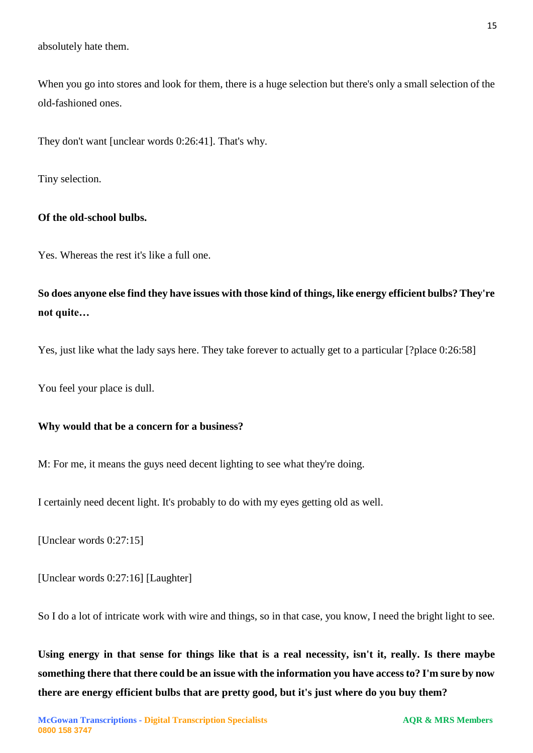absolutely hate them.

When you go into stores and look for them, there is a huge selection but there's only a small selection of the old-fashioned ones.

They don't want [unclear words 0:26:41]. That's why.

Tiny selection.

**Of the old-school bulbs.**

Yes. Whereas the rest it's like a full one.

**So does anyone else find they have issues with those kind of things, like energy efficient bulbs? They're not quite…**

Yes, just like what the lady says here. They take forever to actually get to a particular [?place 0:26:58]

You feel your place is dull.

**Why would that be a concern for a business?**

M: For me, it means the guys need decent lighting to see what they're doing.

I certainly need decent light. It's probably to do with my eyes getting old as well.

[Unclear words 0:27:15]

[Unclear words 0:27:16] [Laughter]

So I do a lot of intricate work with wire and things, so in that case, you know, I need the bright light to see.

**Using energy in that sense for things like that is a real necessity, isn't it, really. Is there maybe something there that there could be an issue with the information you have access to? I'm sure by now there are energy efficient bulbs that are pretty good, but it's just where do you buy them?**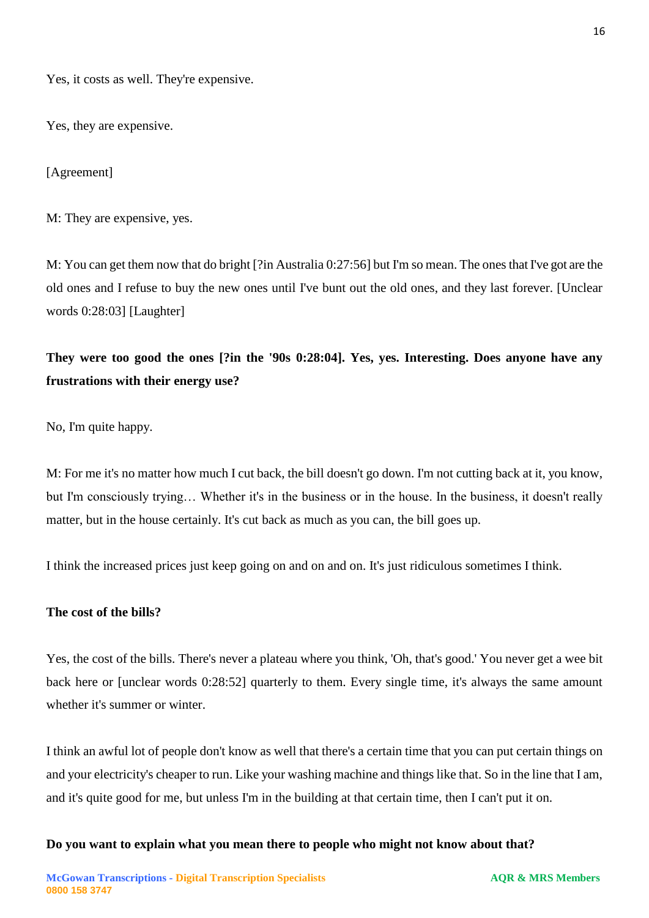Yes, it costs as well. They're expensive.

Yes, they are expensive.

[Agreement]

M: They are expensive, yes.

M: You can get them now that do bright [?in Australia 0:27:56] but I'm so mean. The ones that I've got are the old ones and I refuse to buy the new ones until I've bunt out the old ones, and they last forever. [Unclear words 0:28:03] [Laughter]

**They were too good the ones [?in the '90s 0:28:04]. Yes, yes. Interesting. Does anyone have any frustrations with their energy use?**

No, I'm quite happy.

M: For me it's no matter how much I cut back, the bill doesn't go down. I'm not cutting back at it, you know, but I'm consciously trying… Whether it's in the business or in the house. In the business, it doesn't really matter, but in the house certainly. It's cut back as much as you can, the bill goes up.

I think the increased prices just keep going on and on and on. It's just ridiculous sometimes I think.

**The cost of the bills?**

Yes, the cost of the bills. There's never a plateau where you think, 'Oh, that's good.' You never get a wee bit back here or [unclear words 0:28:52] quarterly to them. Every single time, it's always the same amount whether it's summer or winter.

I think an awful lot of people don't know as well that there's a certain time that you can put certain things on and your electricity's cheaper to run. Like your washing machine and things like that. So in the line that I am, and it's quite good for me, but unless I'm in the building at that certain time, then I can't put it on.

**Do you want to explain what you mean there to people who might not know about that?**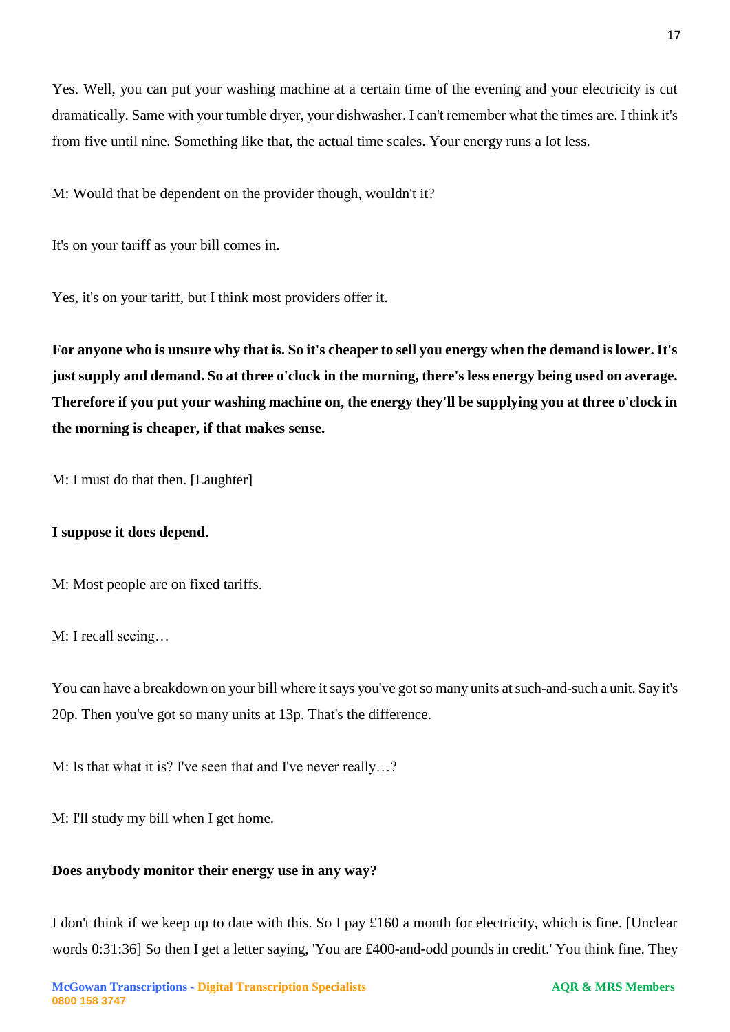Yes. Well, you can put your washing machine at a certain time of the evening and your electricity is cut dramatically. Same with your tumble dryer, your dishwasher. I can't remember what the times are. I think it's from five until nine. Something like that, the actual time scales. Your energy runs a lot less.

M: Would that be dependent on the provider though, wouldn't it?

It's on your tariff as your bill comes in.

Yes, it's on your tariff, but I think most providers offer it.

**For anyone who is unsure why that is. So it's cheaper to sell you energy when the demand is lower. It's just supply and demand. So at three o'clock in the morning, there's less energy being used on average. Therefore if you put your washing machine on, the energy they'll be supplying you at three o'clock in the morning is cheaper, if that makes sense.**

M: I must do that then. [Laughter]

**I suppose it does depend.**

M: Most people are on fixed tariffs.

M: I recall seeing…

You can have a breakdown on your bill where it says you've got so many units at such-and-such a unit. Say it's 20p. Then you've got so many units at 13p. That's the difference.

M: Is that what it is? I've seen that and I've never really…?

M: I'll study my bill when I get home.

**Does anybody monitor their energy use in any way?**

I don't think if we keep up to date with this. So I pay £160 a month for electricity, which is fine. [Unclear words 0:31:36] So then I get a letter saying, 'You are £400-and-odd pounds in credit.' You think fine. They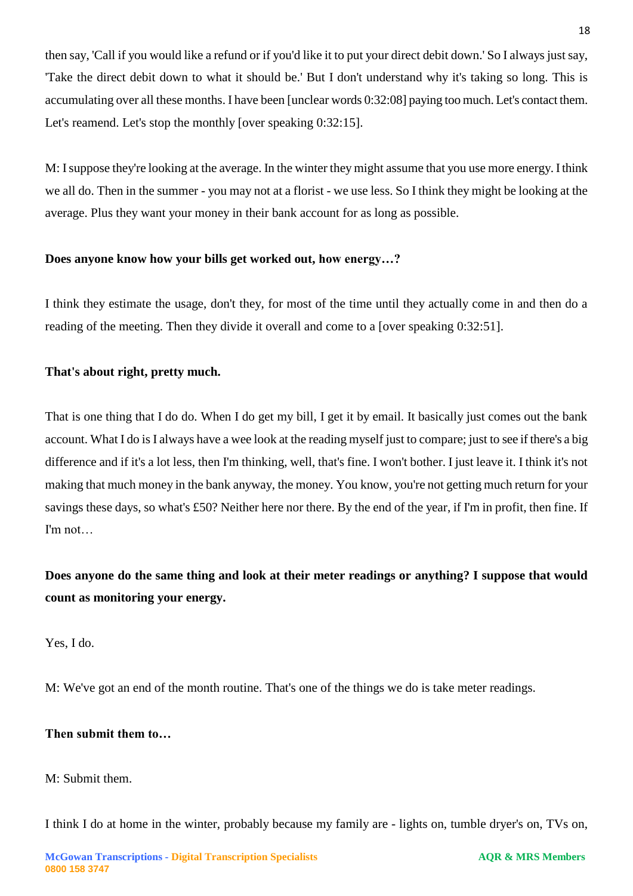then say, 'Call if you would like a refund or if you'd like it to put your direct debit down.' So I always just say, 'Take the direct debit down to what it should be.' But I don't understand why it's taking so long. This is accumulating over all these months. I have been [unclear words 0:32:08] paying too much. Let's contact them. Let's reamend. Let's stop the monthly [over speaking 0:32:15].

M: I suppose they're looking at the average. In the winter they might assume that you use more energy. I think we all do. Then in the summer - you may not at a florist - we use less. So I think they might be looking at the average. Plus they want your money in their bank account for as long as possible.

**Does anyone know how your bills get worked out, how energy…?**

I think they estimate the usage, don't they, for most of the time until they actually come in and then do a reading of the meeting. Then they divide it overall and come to a [over speaking 0:32:51].

**That's about right, pretty much.**

That is one thing that I do do. When I do get my bill, I get it by email. It basically just comes out the bank account. What I do is I always have a wee look at the reading myself just to compare; just to see if there's a big difference and if it's a lot less, then I'm thinking, well, that's fine. I won't bother. I just leave it. I think it's not making that much money in the bank anyway, the money. You know, you're not getting much return for your savings these days, so what's £50? Neither here nor there. By the end of the year, if I'm in profit, then fine. If I'm not…

**Does anyone do the same thing and look at their meter readings or anything? I suppose that would count as monitoring your energy.**

Yes, I do.

M: We've got an end of the month routine. That's one of the things we do is take meter readings.

**Then submit them to…**

M: Submit them.

I think I do at home in the winter, probably because my family are - lights on, tumble dryer's on, TVs on,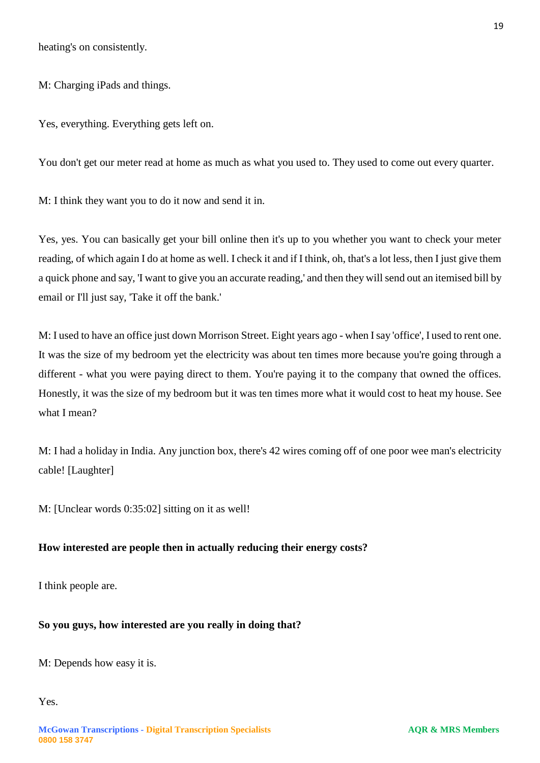heating's on consistently.

M: Charging iPads and things.

Yes, everything. Everything gets left on.

You don't get our meter read at home as much as what you used to. They used to come out every quarter.

M: I think they want you to do it now and send it in.

Yes, yes. You can basically get your bill online then it's up to you whether you want to check your meter reading, of which again I do at home as well. I check it and if I think, oh, that's a lot less, then I just give them a quick phone and say, 'I want to give you an accurate reading,' and then they will send out an itemised bill by email or I'll just say, 'Take it off the bank.'

M: I used to have an office just down Morrison Street. Eight years ago - when I say 'office', I used to rent one. It was the size of my bedroom yet the electricity was about ten times more because you're going through a different - what you were paying direct to them. You're paying it to the company that owned the offices. Honestly, it was the size of my bedroom but it was ten times more what it would cost to heat my house. See what I mean?

M: I had a holiday in India. Any junction box, there's 42 wires coming off of one poor wee man's electricity cable! [Laughter]

M: [Unclear words 0:35:02] sitting on it as well!

**How interested are people then in actually reducing their energy costs?**

I think people are.

**So you guys, how interested are you really in doing that?**

M: Depends how easy it is.

Yes.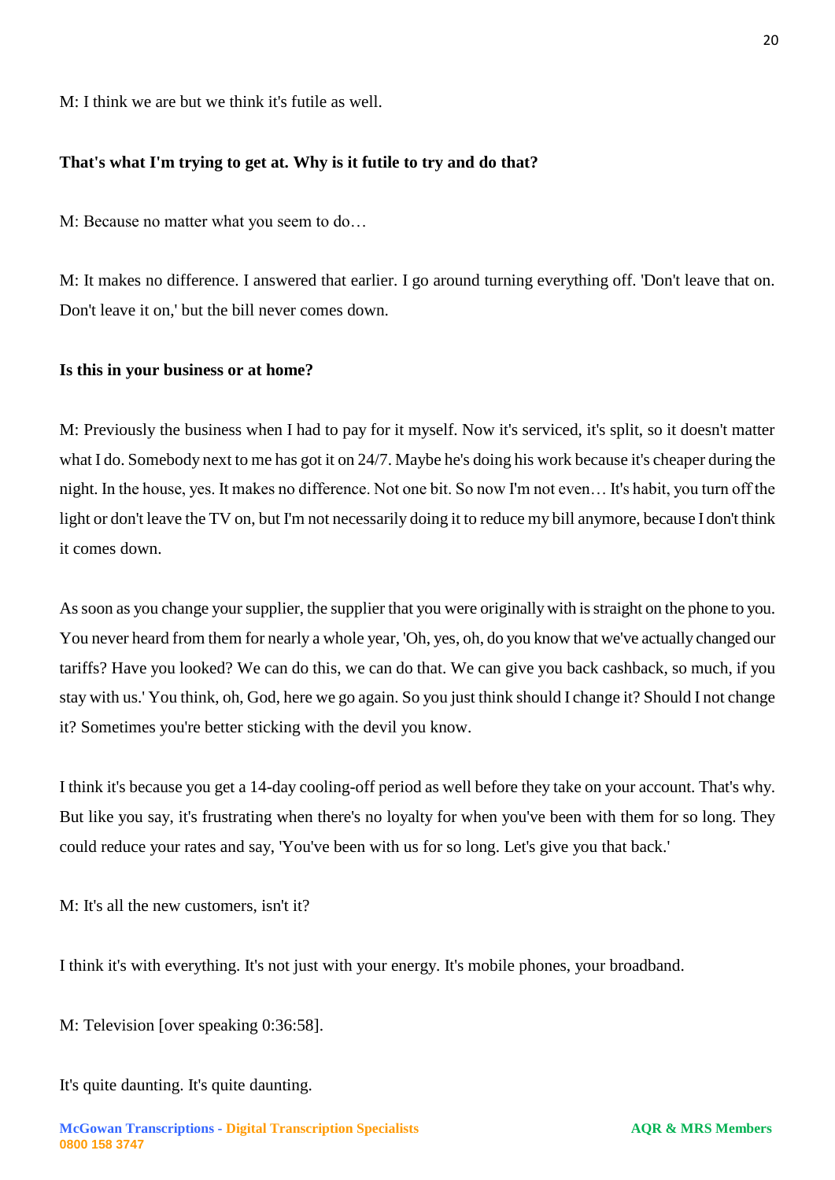M: I think we are but we think it's futile as well.

**That's what I'm trying to get at. Why is it futile to try and do that?**

M: Because no matter what you seem to do…

M: It makes no difference. I answered that earlier. I go around turning everything off. 'Don't leave that on. Don't leave it on,' but the bill never comes down.

**Is this in your business or at home?**

M: Previously the business when I had to pay for it myself. Now it's serviced, it's split, so it doesn't matter what I do. Somebody next to me has got it on 24/7. Maybe he's doing his work because it's cheaper during the night. In the house, yes. It makes no difference. Not one bit. So now I'm not even… It's habit, you turn off the light or don't leave the TV on, but I'm not necessarily doing it to reduce my bill anymore, because I don't think it comes down.

As soon as you change your supplier, the supplier that you were originally with is straight on the phone to you. You never heard from them for nearly a whole year, 'Oh, yes, oh, do you know that we've actually changed our tariffs? Have you looked? We can do this, we can do that. We can give you back cashback, so much, if you stay with us.' You think, oh, God, here we go again. So you just think should I change it? Should I not change it? Sometimes you're better sticking with the devil you know.

I think it's because you get a 14-day cooling-off period as well before they take on your account. That's why. But like you say, it's frustrating when there's no loyalty for when you've been with them for so long. They could reduce your rates and say, 'You've been with us for so long. Let's give you that back.'

M: It's all the new customers, isn't it?

I think it's with everything. It's not just with your energy. It's mobile phones, your broadband.

M: Television [over speaking 0:36:58].

It's quite daunting. It's quite daunting.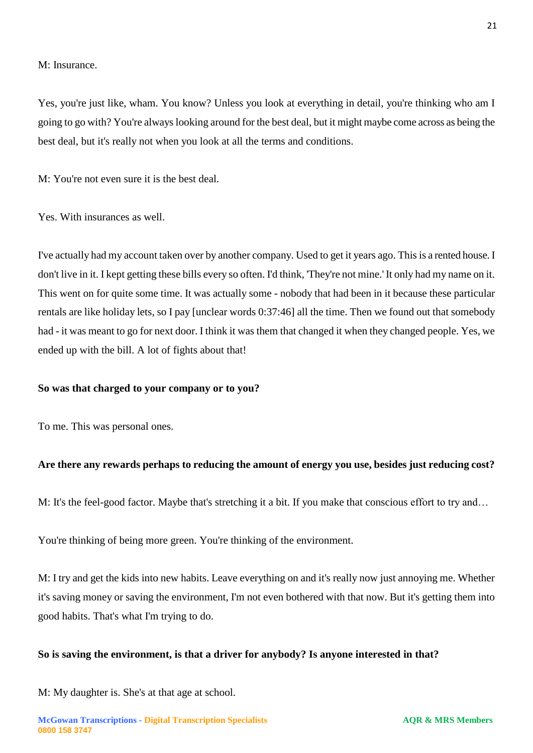M: Insurance.

Yes, you're just like, wham. You know? Unless you look at everything in detail, you're thinking who am I going to go with? You're always looking around for the best deal, but it might maybe come across as being the best deal, but it's really not when you look at all the terms and conditions.

M: You're not even sure it is the best deal.

Yes. With insurances as well.

I've actually had my account taken over by another company. Used to get it years ago. This is a rented house. I don't live in it. I kept getting these bills every so often. I'd think, 'They're not mine.' It only had my name on it. This went on for quite some time. It was actually some - nobody that had been in it because these particular rentals are like holiday lets, so I pay [unclear words 0:37:46] all the time. Then we found out that somebody had - it was meant to go for next door. I think it was them that changed it when they changed people. Yes, we ended up with the bill. A lot of fights about that!

**So was that charged to your company or to you?**

To me. This was personal ones.

**Are there any rewards perhaps to reducing the amount of energy you use, besides just reducing cost?**

M: It's the feel-good factor. Maybe that's stretching it a bit. If you make that conscious effort to try and…

You're thinking of being more green. You're thinking of the environment.

M: I try and get the kids into new habits. Leave everything on and it's really now just annoying me. Whether it's saving money or saving the environment, I'm not even bothered with that now. But it's getting them into good habits. That's what I'm trying to do.

**So is saving the environment, is that a driver for anybody? Is anyone interested in that?**

M: My daughter is. She's at that age at school.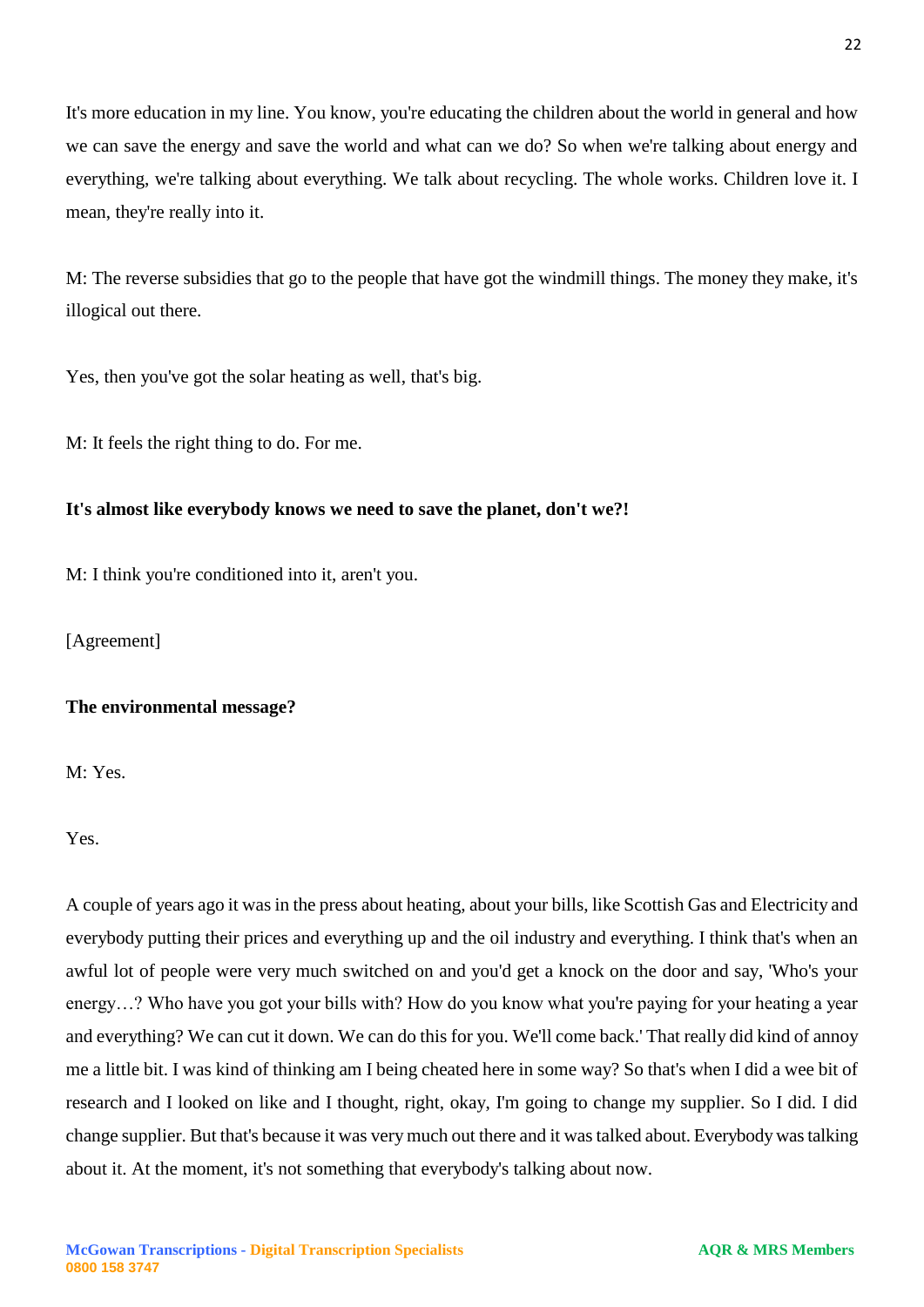It's more education in my line. You know, you're educating the children about the world in general and how we can save the energy and save the world and what can we do? So when we're talking about energy and everything, we're talking about everything. We talk about recycling. The whole works. Children love it. I mean, they're really into it.

M: The reverse subsidies that go to the people that have got the windmill things. The money they make, it's illogical out there.

Yes, then you've got the solar heating as well, that's big.

M: It feels the right thing to do. For me.

**It's almost like everybody knows we need to save the planet, don't we?!**

M: I think you're conditioned into it, aren't you.

[Agreement]

**The environmental message?**

M: Yes.

Yes.

A couple of years ago it was in the press about heating, about your bills, like Scottish Gas and Electricity and everybody putting their prices and everything up and the oil industry and everything. I think that's when an awful lot of people were very much switched on and you'd get a knock on the door and say, 'Who's your energy…? Who have you got your bills with? How do you know what you're paying for your heating a year and everything? We can cut it down. We can do this for you. We'll come back.' That really did kind of annoy me a little bit. I was kind of thinking am I being cheated here in some way? So that's when I did a wee bit of research and I looked on like and I thought, right, okay, I'm going to change my supplier. So I did. I did change supplier. But that's because it was very much out there and it was talked about. Everybody was talking about it. At the moment, it's not something that everybody's talking about now.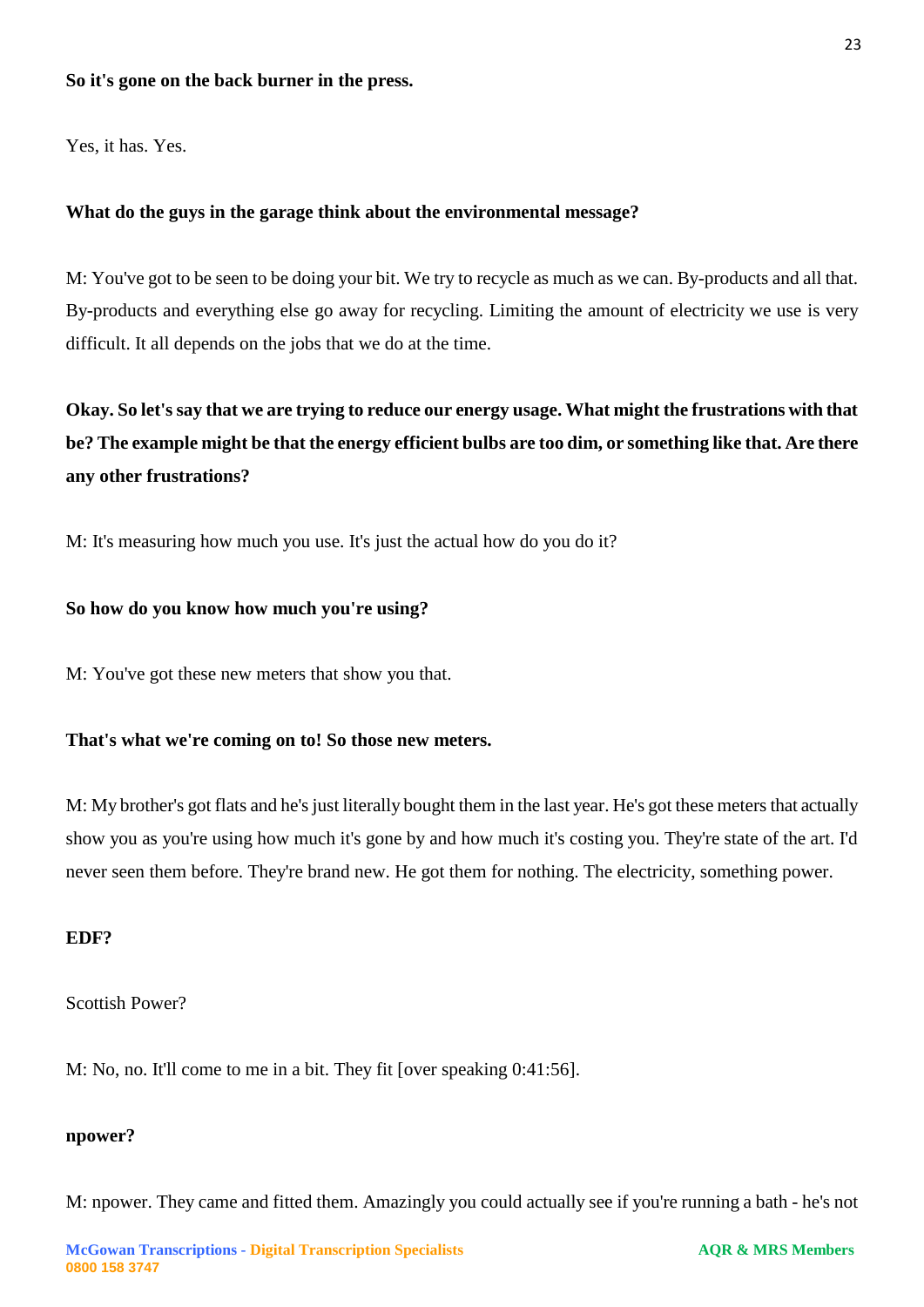**So it's gone on the back burner in the press.**

Yes, it has. Yes.

**What do the guys in the garage think about the environmental message?**

M: You've got to be seen to be doing your bit. We try to recycle as much as we can. By-products and all that. By-products and everything else go away for recycling. Limiting the amount of electricity we use is very difficult. It all depends on the jobs that we do at the time.

**Okay. So let's say that we are trying to reduce our energy usage. What might the frustrations with that be? The example might be that the energy efficient bulbs are too dim, or something like that. Are there any other frustrations?**

M: It's measuring how much you use. It's just the actual how do you do it?

**So how do you know how much you're using?**

M: You've got these new meters that show you that.

**That's what we're coming on to! So those new meters.**

M: My brother's got flats and he's just literally bought them in the last year. He's got these meters that actually show you as you're using how much it's gone by and how much it's costing you. They're state of the art. I'd never seen them before. They're brand new. He got them for nothing. The electricity, something power.

**EDF?**

Scottish Power?

M: No, no. It'll come to me in a bit. They fit [over speaking 0:41:56].

**npower?**

M: npower. They came and fitted them. Amazingly you could actually see if you're running a bath - he's not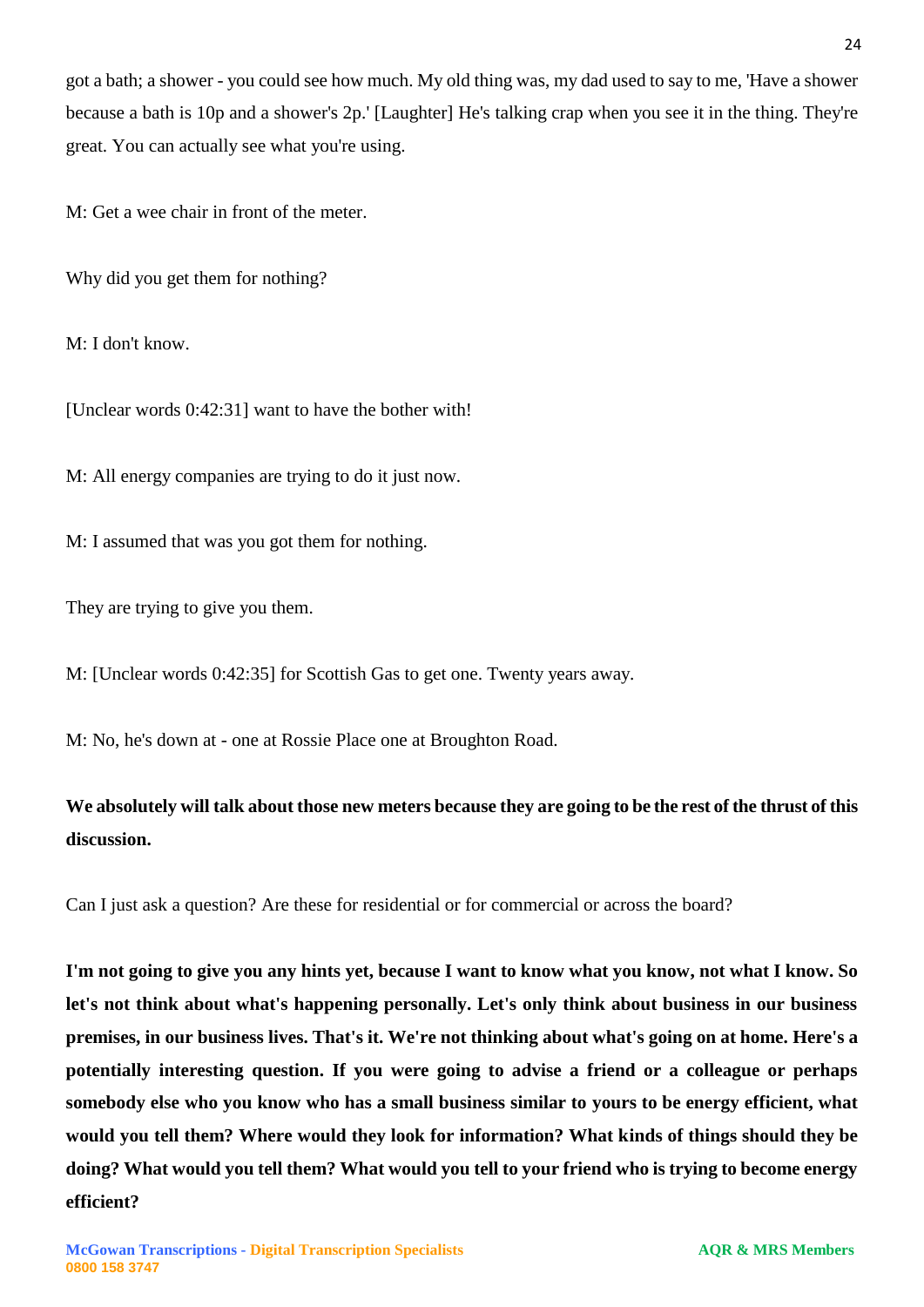got a bath; a shower - you could see how much. My old thing was, my dad used to say to me, 'Have a shower because a bath is 10p and a shower's 2p.' [Laughter] He's talking crap when you see it in the thing. They're great. You can actually see what you're using.

M: Get a wee chair in front of the meter.

Why did you get them for nothing?

M: I don't know.

[Unclear words 0:42:31] want to have the bother with!

M: All energy companies are trying to do it just now.

M: I assumed that was you got them for nothing.

They are trying to give you them.

M: [Unclear words 0:42:35] for Scottish Gas to get one. Twenty years away.

M: No, he's down at - one at Rossie Place one at Broughton Road.

**We absolutely will talk about those new meters because they are going to be the rest of the thrust of this discussion.**

Can I just ask a question? Are these for residential or for commercial or across the board?

**I'm not going to give you any hints yet, because I want to know what you know, not what I know. So let's not think about what's happening personally. Let's only think about business in our business premises, in our business lives. That's it. We're not thinking about what's going on at home. Here's a potentially interesting question. If you were going to advise a friend or a colleague or perhaps somebody else who you know who has a small business similar to yours to be energy efficient, what would you tell them? Where would they look for information? What kinds of things should they be doing? What would you tell them? What would you tell to your friend who is trying to become energy efficient?**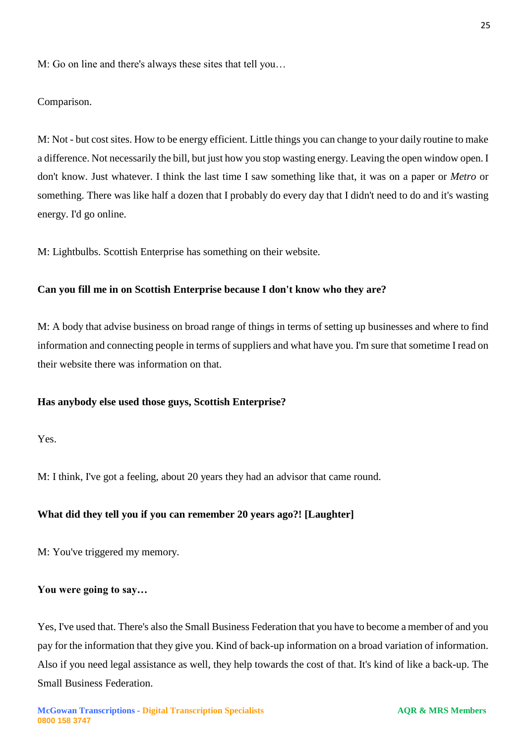M: Go on line and there's always these sites that tell you…

Comparison.

M: Not - but cost sites. How to be energy efficient. Little things you can change to your daily routine to make a difference. Not necessarily the bill, but just how you stop wasting energy. Leaving the open window open. I don't know. Just whatever. I think the last time I saw something like that, it was on a paper or *Metro* or something. There was like half a dozen that I probably do every day that I didn't need to do and it's wasting energy. I'd go online.

M: Lightbulbs. Scottish Enterprise has something on their website.

**Can you fill me in on Scottish Enterprise because I don't know who they are?**

M: A body that advise business on broad range of things in terms of setting up businesses and where to find information and connecting people in terms of suppliers and what have you. I'm sure that sometime I read on their website there was information on that.

**Has anybody else used those guys, Scottish Enterprise?**

Yes.

M: I think, I've got a feeling, about 20 years they had an advisor that came round.

**What did they tell you if you can remember 20 years ago?! [Laughter]**

M: You've triggered my memory.

**You were going to say…**

Yes, I've used that. There's also the Small Business Federation that you have to become a member of and you pay for the information that they give you. Kind of back-up information on a broad variation of information. Also if you need legal assistance as well, they help towards the cost of that. It's kind of like a back-up. The Small Business Federation.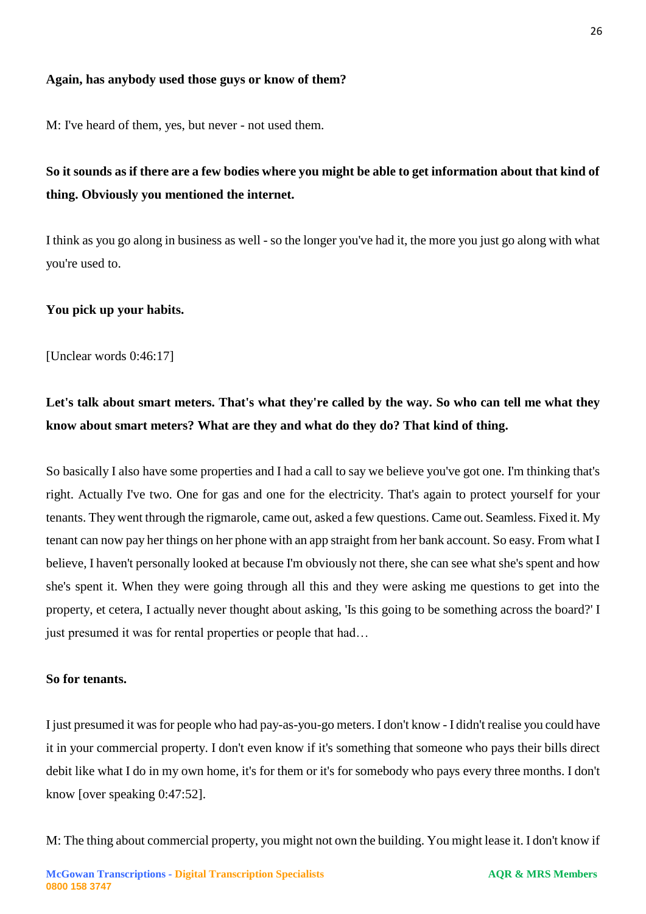**Again, has anybody used those guys or know of them?**

M: I've heard of them, yes, but never - not used them.

**So it sounds as if there are a few bodies where you might be able to get information about that kind of thing. Obviously you mentioned the internet.**

I think as you go along in business as well - so the longer you've had it, the more you just go along with what you're used to.

**You pick up your habits.**

[Unclear words 0:46:17]

**Let's talk about smart meters. That's what they're called by the way. So who can tell me what they know about smart meters? What are they and what do they do? That kind of thing.**

So basically I also have some properties and I had a call to say we believe you've got one. I'm thinking that's right. Actually I've two. One for gas and one for the electricity. That's again to protect yourself for your tenants. They went through the rigmarole, came out, asked a few questions. Came out. Seamless. Fixed it. My tenant can now pay her things on her phone with an app straight from her bank account. So easy. From what I believe, I haven't personally looked at because I'm obviously not there, she can see what she's spent and how she's spent it. When they were going through all this and they were asking me questions to get into the property, et cetera, I actually never thought about asking, 'Is this going to be something across the board?' I just presumed it was for rental properties or people that had…

**So for tenants.**

I just presumed it was for people who had pay-as-you-go meters. I don't know - I didn't realise you could have it in your commercial property. I don't even know if it's something that someone who pays their bills direct debit like what I do in my own home, it's for them or it's for somebody who pays every three months. I don't know [over speaking 0:47:52].

M: The thing about commercial property, you might not own the building. You might lease it. I don't know if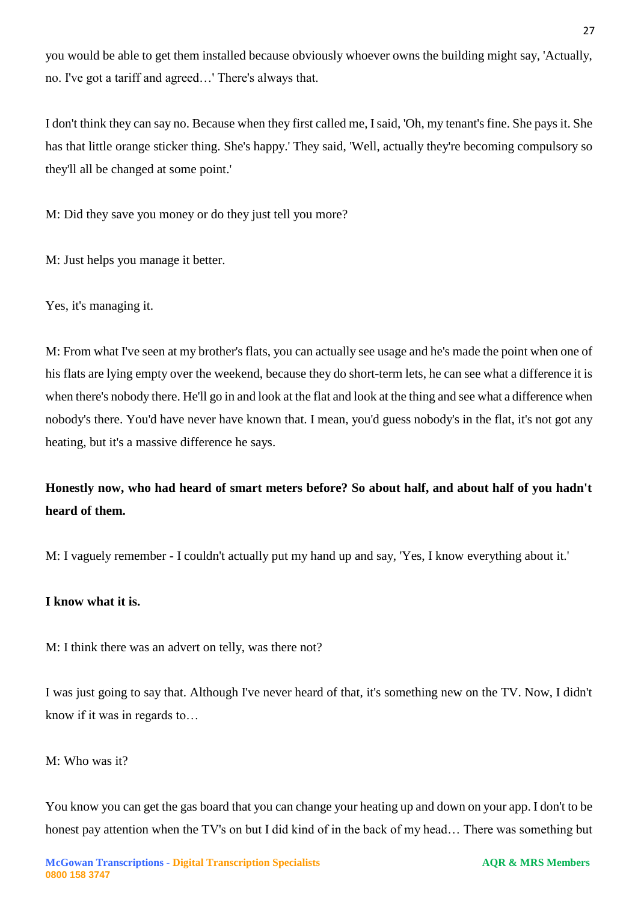you would be able to get them installed because obviously whoever owns the building might say, 'Actually, no. I've got a tariff and agreed…' There's always that.

I don't think they can say no. Because when they first called me, I said, 'Oh, my tenant's fine. She pays it. She has that little orange sticker thing. She's happy.' They said, 'Well, actually they're becoming compulsory so they'll all be changed at some point.'

M: Did they save you money or do they just tell you more?

M: Just helps you manage it better.

Yes, it's managing it.

M: From what I've seen at my brother's flats, you can actually see usage and he's made the point when one of his flats are lying empty over the weekend, because they do short-term lets, he can see what a difference it is when there's nobody there. He'll go in and look at the flat and look at the thing and see what a difference when nobody's there. You'd have never have known that. I mean, you'd guess nobody's in the flat, it's not got any heating, but it's a massive difference he says.

**Honestly now, who had heard of smart meters before? So about half, and about half of you hadn't heard of them.**

M: I vaguely remember - I couldn't actually put my hand up and say, 'Yes, I know everything about it.'

**I know what it is.**

M: I think there was an advert on telly, was there not?

I was just going to say that. Although I've never heard of that, it's something new on the TV. Now, I didn't know if it was in regards to…

M: Who was it?

You know you can get the gas board that you can change your heating up and down on your app. I don't to be honest pay attention when the TV's on but I did kind of in the back of my head… There was something but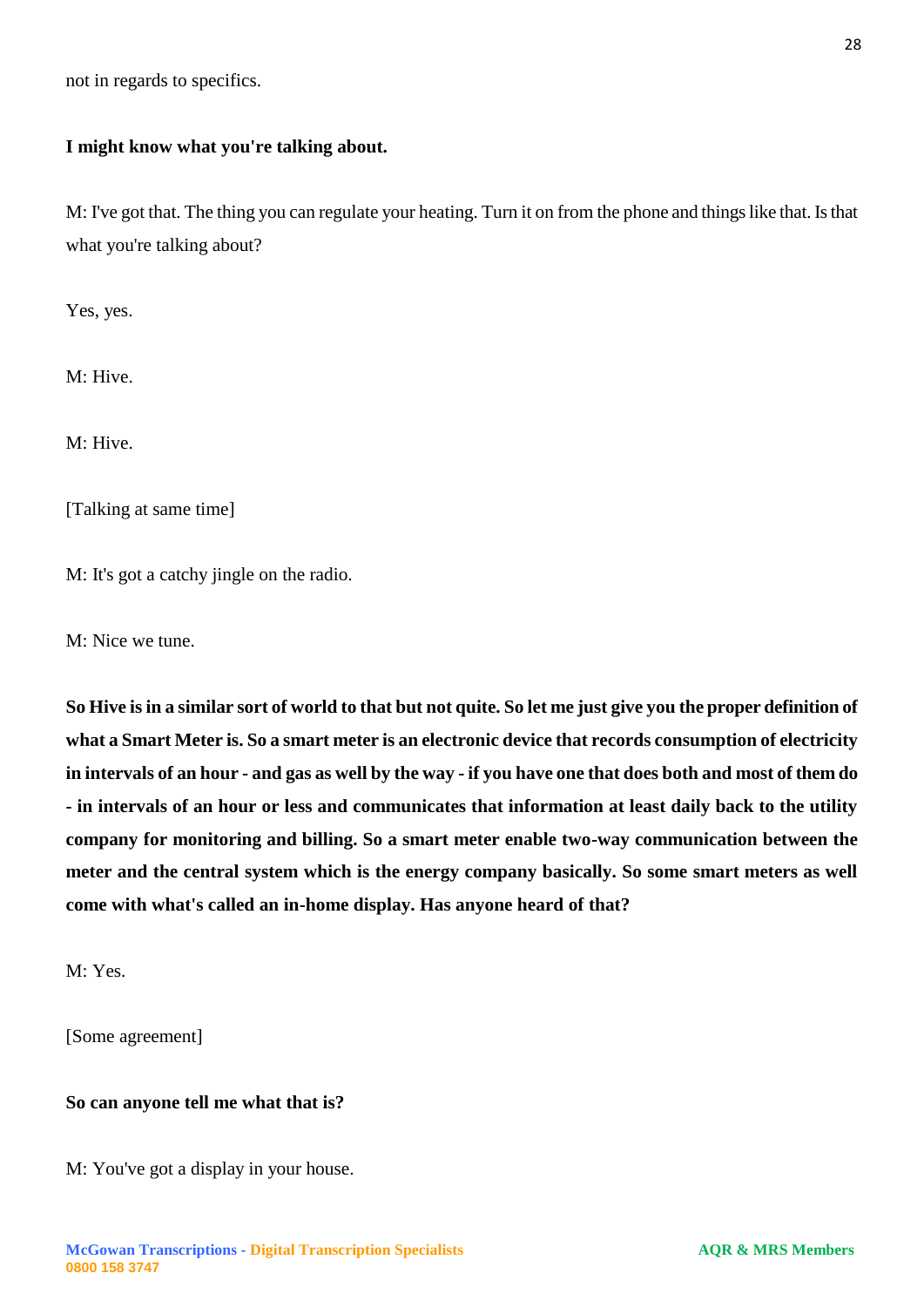not in regards to specifics.

**I might know what you're talking about.**

M: I've got that. The thing you can regulate your heating. Turn it on from the phone and things like that. Is that what you're talking about?

Yes, yes.

M: Hive.

M: Hive.

[Talking at same time]

M: It's got a catchy jingle on the radio.

M: Nice we tune.

**So Hive is in a similar sort of world to that but not quite. So let me just give you the proper definition of what a Smart Meter is. So a smart meter is an electronic device that records consumption of electricity in intervals of an hour - and gas as well by the way - if you have one that does both and most of them do - in intervals of an hour or less and communicates that information at least daily back to the utility company for monitoring and billing. So a smart meter enable two-way communication between the meter and the central system which is the energy company basically. So some smart meters as well come with what's called an in-home display. Has anyone heard of that?**

M: Yes.

[Some agreement]

**So can anyone tell me what that is?**

M: You've got a display in your house.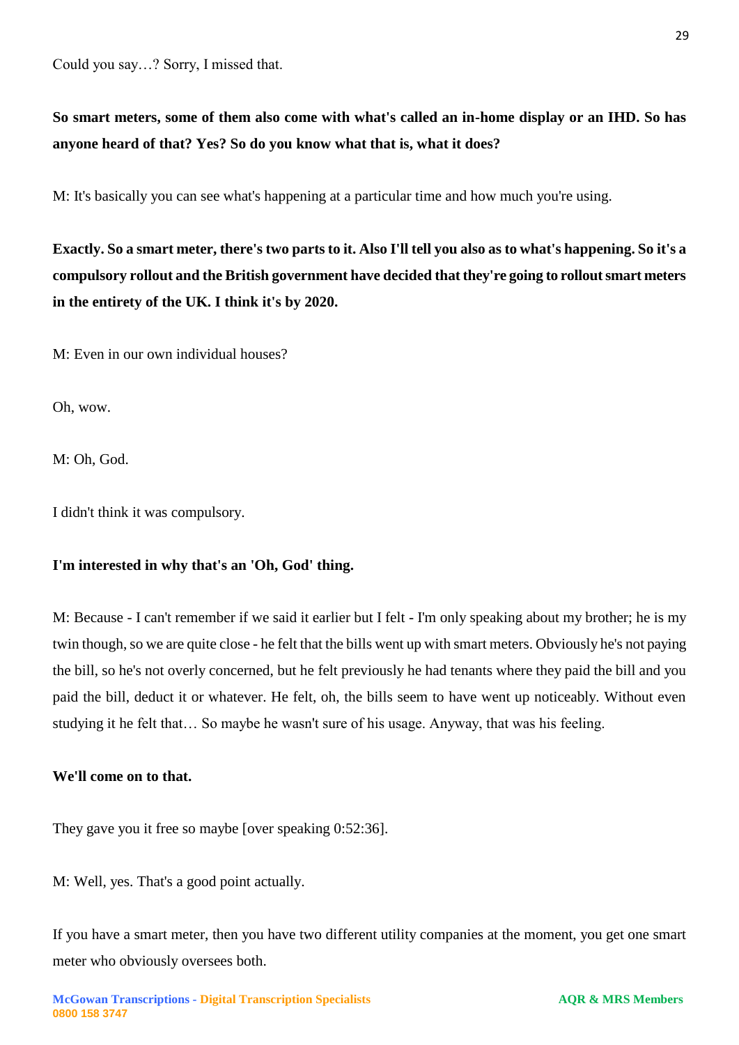Could you say…? Sorry, I missed that.

**So smart meters, some of them also come with what's called an in-home display or an IHD. So has anyone heard of that? Yes? So do you know what that is, what it does?**

M: It's basically you can see what's happening at a particular time and how much you're using.

**Exactly. So a smart meter, there's two parts to it. Also I'll tell you also as to what's happening. So it's a compulsory rollout and the British government have decided that they're going to rollout smart meters in the entirety of the UK. I think it's by 2020.**

M: Even in our own individual houses?

Oh, wow.

M: Oh, God.

I didn't think it was compulsory.

**I'm interested in why that's an 'Oh, God' thing.**

M: Because - I can't remember if we said it earlier but I felt - I'm only speaking about my brother; he is my twin though, so we are quite close - he felt that the bills went up with smart meters. Obviously he's not paying the bill, so he's not overly concerned, but he felt previously he had tenants where they paid the bill and you paid the bill, deduct it or whatever. He felt, oh, the bills seem to have went up noticeably. Without even studying it he felt that… So maybe he wasn't sure of his usage. Anyway, that was his feeling.

**We'll come on to that.**

They gave you it free so maybe [over speaking 0:52:36].

M: Well, yes. That's a good point actually.

If you have a smart meter, then you have two different utility companies at the moment, you get one smart meter who obviously oversees both.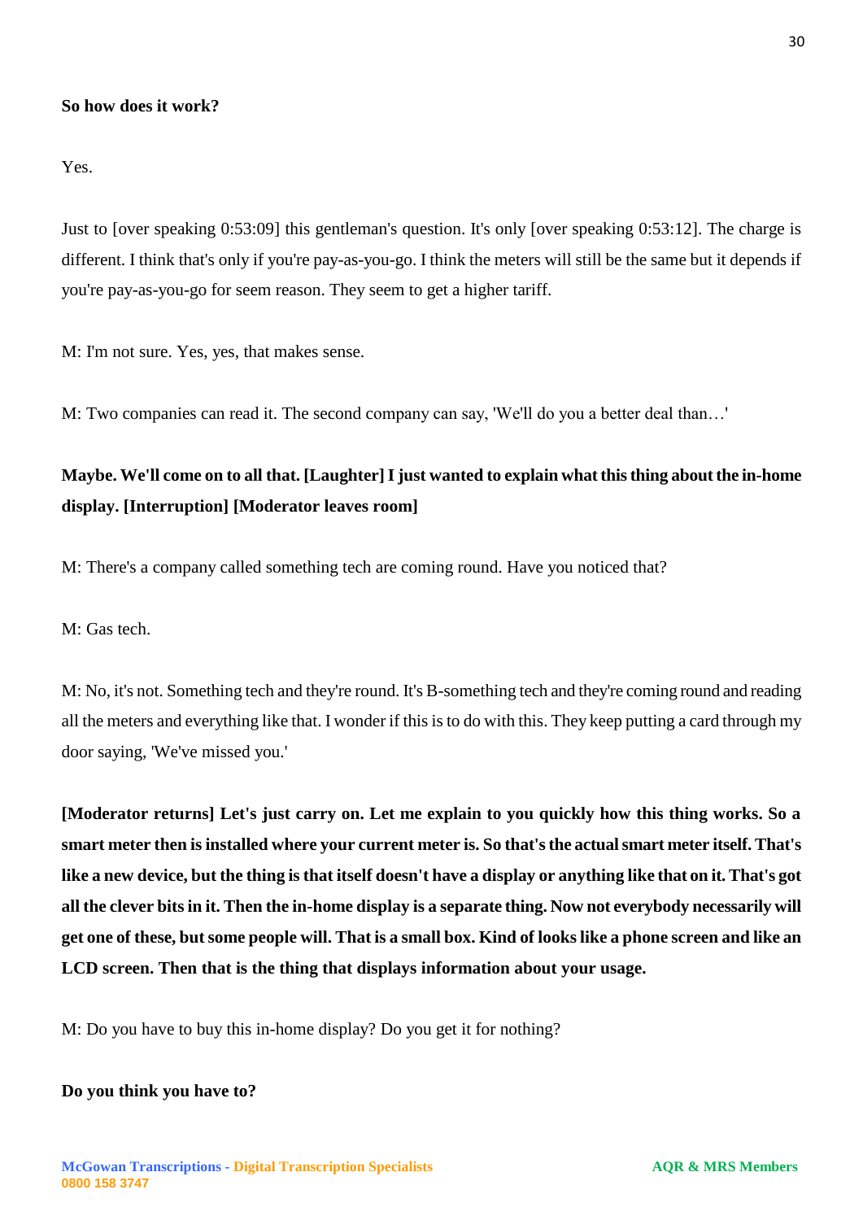**So how does it work?**

Yes.

Just to [over speaking 0:53:09] this gentleman's question. It's only [over speaking 0:53:12]. The charge is different. I think that's only if you're pay-as-you-go. I think the meters will still be the same but it depends if you're pay-as-you-go for seem reason. They seem to get a higher tariff.

M: I'm not sure. Yes, yes, that makes sense.

M: Two companies can read it. The second company can say, 'We'll do you a better deal than…'

**Maybe. We'll come on to all that. [Laughter] I just wanted to explain what this thing about the in-home display. [Interruption] [Moderator leaves room]**

M: There's a company called something tech are coming round. Have you noticed that?

M: Gas tech.

M: No, it's not. Something tech and they're round. It's B-something tech and they're coming round and reading all the meters and everything like that. I wonder if this is to do with this. They keep putting a card through my door saying, 'We've missed you.'

**[Moderator returns] Let's just carry on. Let me explain to you quickly how this thing works. So a smart meter then is installed where your current meter is. So that's the actual smart meter itself. That's like a new device, but the thing is that itself doesn't have a display or anything like that on it. That's got all the clever bits in it. Then the in-home display is a separate thing. Now not everybody necessarily will get one of these, but some people will. That is a small box. Kind of looks like a phone screen and like an LCD screen. Then that is the thing that displays information about your usage.**

M: Do you have to buy this in-home display? Do you get it for nothing?

**Do you think you have to?**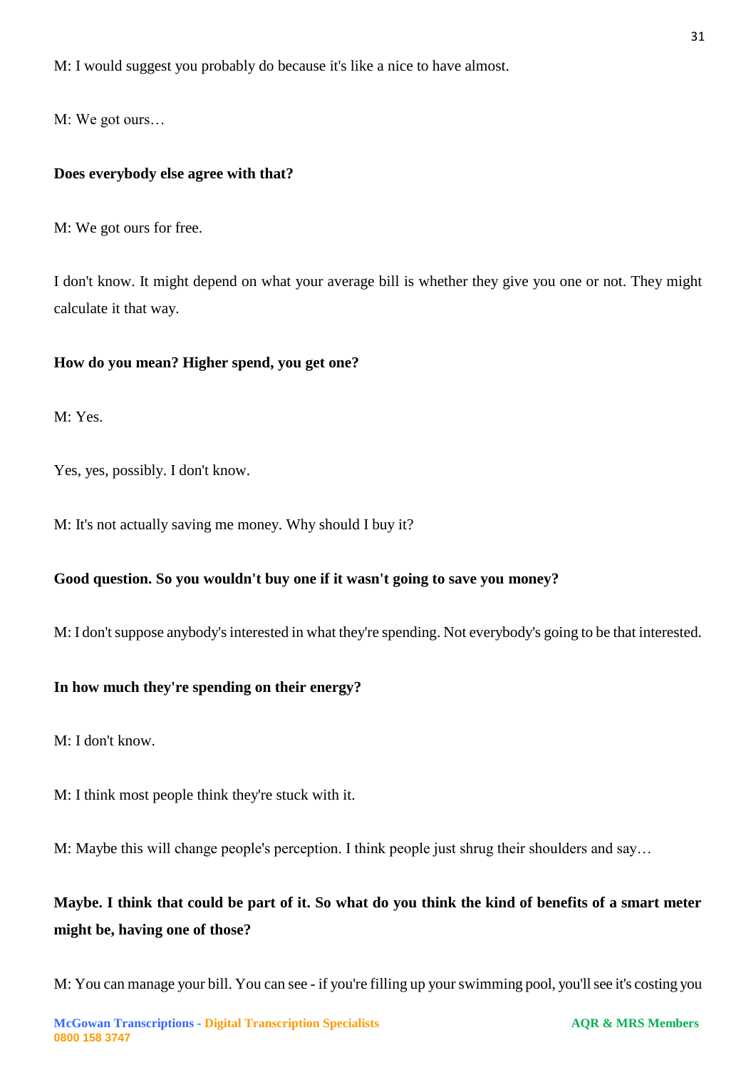M: I would suggest you probably do because it's like a nice to have almost.

M: We got ours…

**Does everybody else agree with that?**

M: We got ours for free.

I don't know. It might depend on what your average bill is whether they give you one or not. They might calculate it that way.

**How do you mean? Higher spend, you get one?**

M: Yes.

Yes, yes, possibly. I don't know.

M: It's not actually saving me money. Why should I buy it?

**Good question. So you wouldn't buy one if it wasn't going to save you money?**

M: I don't suppose anybody's interested in what they're spending. Not everybody's going to be that interested.

**In how much they're spending on their energy?**

M: I don't know.

M: I think most people think they're stuck with it.

M: Maybe this will change people's perception. I think people just shrug their shoulders and say…

**Maybe. I think that could be part of it. So what do you think the kind of benefits of a smart meter might be, having one of those?**

M: You can manage your bill. You can see - if you're filling up your swimming pool, you'll see it's costing you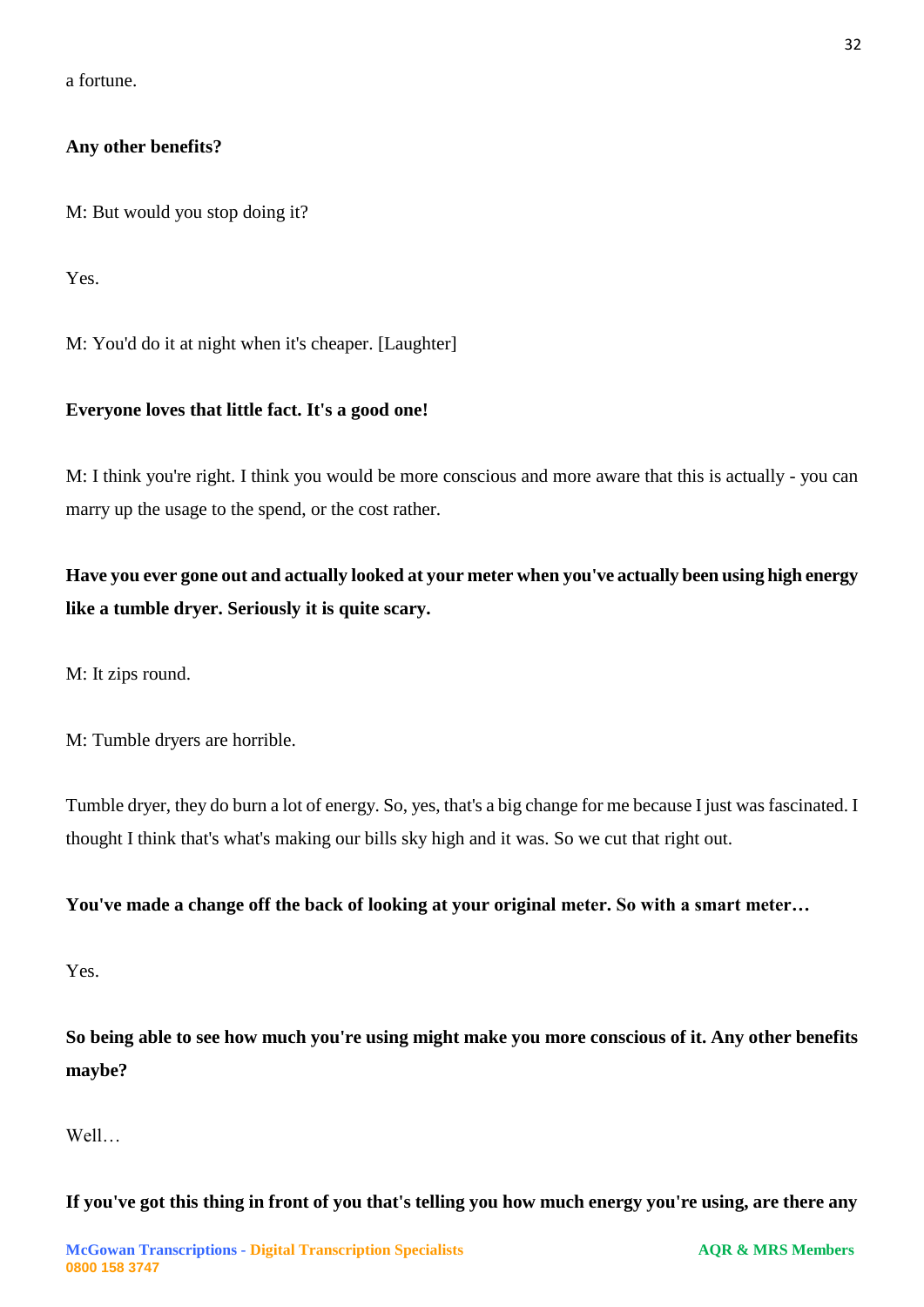a fortune.

**Any other benefits?**

M: But would you stop doing it?

Yes.

M: You'd do it at night when it's cheaper. [Laughter]

**Everyone loves that little fact. It's a good one!**

M: I think you're right. I think you would be more conscious and more aware that this is actually - you can marry up the usage to the spend, or the cost rather.

**Have you ever gone out and actually looked at your meter when you've actually been using high energy like a tumble dryer. Seriously it is quite scary.**

M: It zips round.

M: Tumble dryers are horrible.

Tumble dryer, they do burn a lot of energy. So, yes, that's a big change for me because I just was fascinated. I thought I think that's what's making our bills sky high and it was. So we cut that right out.

**You've made a change off the back of looking at your original meter. So with a smart meter…**

Yes.

**So being able to see how much you're using might make you more conscious of it. Any other benefits maybe?**

Well…

**If you've got this thing in front of you that's telling you how much energy you're using, are there any**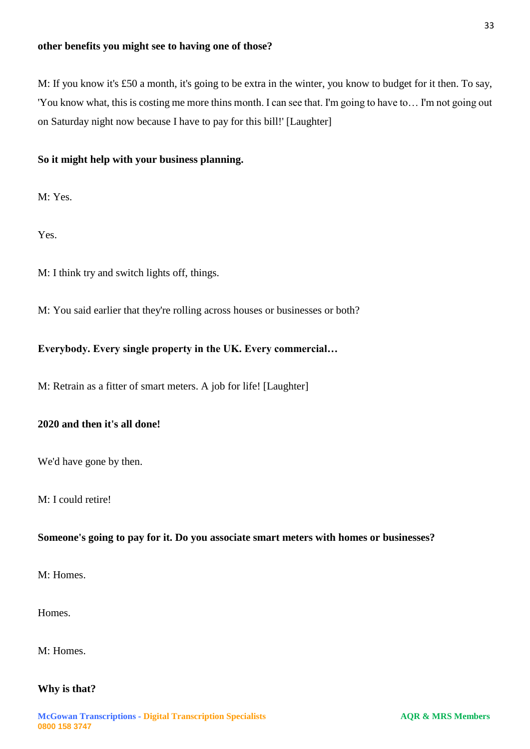**other benefits you might see to having one of those?**

M: If you know it's £50 a month, it's going to be extra in the winter, you know to budget for it then. To say, 'You know what, this is costing me more thins month. I can see that. I'm going to have to… I'm not going out on Saturday night now because I have to pay for this bill!' [Laughter]

**So it might help with your business planning.**

M: Yes.

Yes.

M: I think try and switch lights off, things.

M: You said earlier that they're rolling across houses or businesses or both?

**Everybody. Every single property in the UK. Every commercial…**

M: Retrain as a fitter of smart meters. A job for life! [Laughter]

**2020 and then it's all done!**

We'd have gone by then.

M: I could retire!

**Someone's going to pay for it. Do you associate smart meters with homes or businesses?**

M: Homes.

Homes.

M: Homes.

**Why is that?**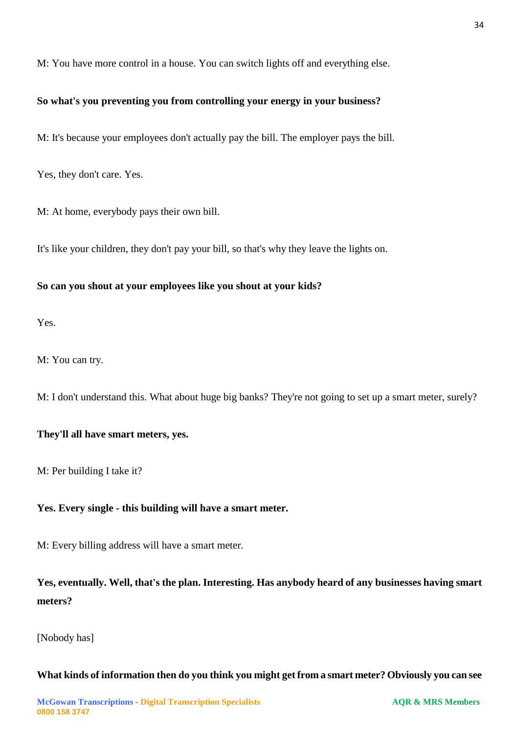M: You have more control in a house. You can switch lights off and everything else.

**So what's you preventing you from controlling your energy in your business?**

M: It's because your employees don't actually pay the bill. The employer pays the bill.

Yes, they don't care. Yes.

M: At home, everybody pays their own bill.

It's like your children, they don't pay your bill, so that's why they leave the lights on.

**So can you shout at your employees like you shout at your kids?**

Yes.

M: You can try.

M: I don't understand this. What about huge big banks? They're not going to set up a smart meter, surely?

**They'll all have smart meters, yes.**

M: Per building I take it?

**Yes. Every single - this building will have a smart meter.**

M: Every billing address will have a smart meter.

**Yes, eventually. Well, that's the plan. Interesting. Has anybody heard of any businesses having smart meters?**

[Nobody has]

**What kinds of information then do you think you might get from a smart meter? Obviously you can see**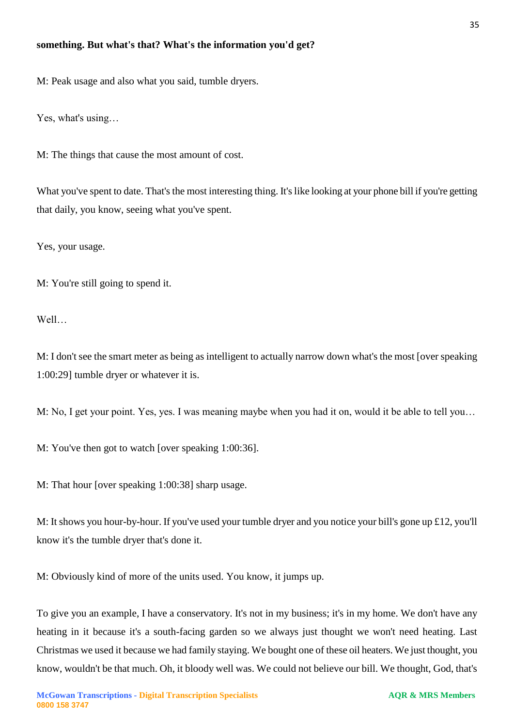**something. But what's that? What's the information you'd get?**

M: Peak usage and also what you said, tumble dryers.

Yes, what's using…

M: The things that cause the most amount of cost.

What you've spent to date. That's the most interesting thing. It's like looking at your phone bill if you're getting that daily, you know, seeing what you've spent.

Yes, your usage.

M: You're still going to spend it.

Well…

M: I don't see the smart meter as being as intelligent to actually narrow down what's the most [over speaking 1:00:29] tumble dryer or whatever it is.

M: No, I get your point. Yes, yes. I was meaning maybe when you had it on, would it be able to tell you…

M: You've then got to watch [over speaking 1:00:36].

M: That hour [over speaking 1:00:38] sharp usage.

M: It shows you hour-by-hour. If you've used your tumble dryer and you notice your bill's gone up £12, you'll know it's the tumble dryer that's done it.

M: Obviously kind of more of the units used. You know, it jumps up.

To give you an example, I have a conservatory. It's not in my business; it's in my home. We don't have any heating in it because it's a south-facing garden so we always just thought we won't need heating. Last Christmas we used it because we had family staying. We bought one of these oil heaters. We just thought, you know, wouldn't be that much. Oh, it bloody well was. We could not believe our bill. We thought, God, that's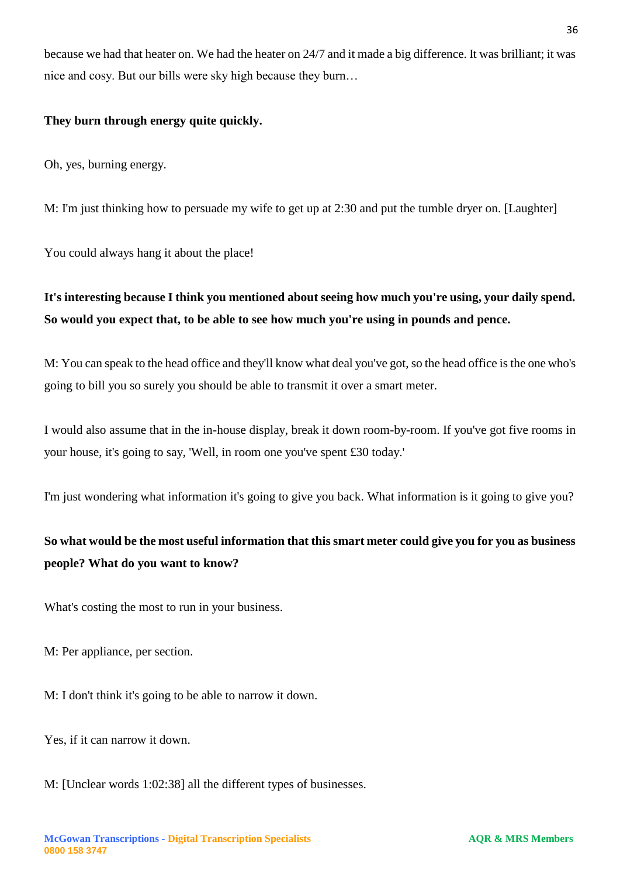because we had that heater on. We had the heater on 24/7 and it made a big difference. It was brilliant; it was nice and cosy. But our bills were sky high because they burn…

**They burn through energy quite quickly.**

Oh, yes, burning energy.

M: I'm just thinking how to persuade my wife to get up at 2:30 and put the tumble dryer on. [Laughter]

You could always hang it about the place!

**It's interesting because I think you mentioned about seeing how much you're using, your daily spend. So would you expect that, to be able to see how much you're using in pounds and pence.**

M: You can speak to the head office and they'll know what deal you've got, so the head office is the one who's going to bill you so surely you should be able to transmit it over a smart meter.

I would also assume that in the in-house display, break it down room-by-room. If you've got five rooms in your house, it's going to say, 'Well, in room one you've spent £30 today.'

I'm just wondering what information it's going to give you back. What information is it going to give you?

**So what would be the most useful information that this smart meter could give you for you as business people? What do you want to know?**

What's costing the most to run in your business.

M: Per appliance, per section.

M: I don't think it's going to be able to narrow it down.

Yes, if it can narrow it down.

M: [Unclear words 1:02:38] all the different types of businesses.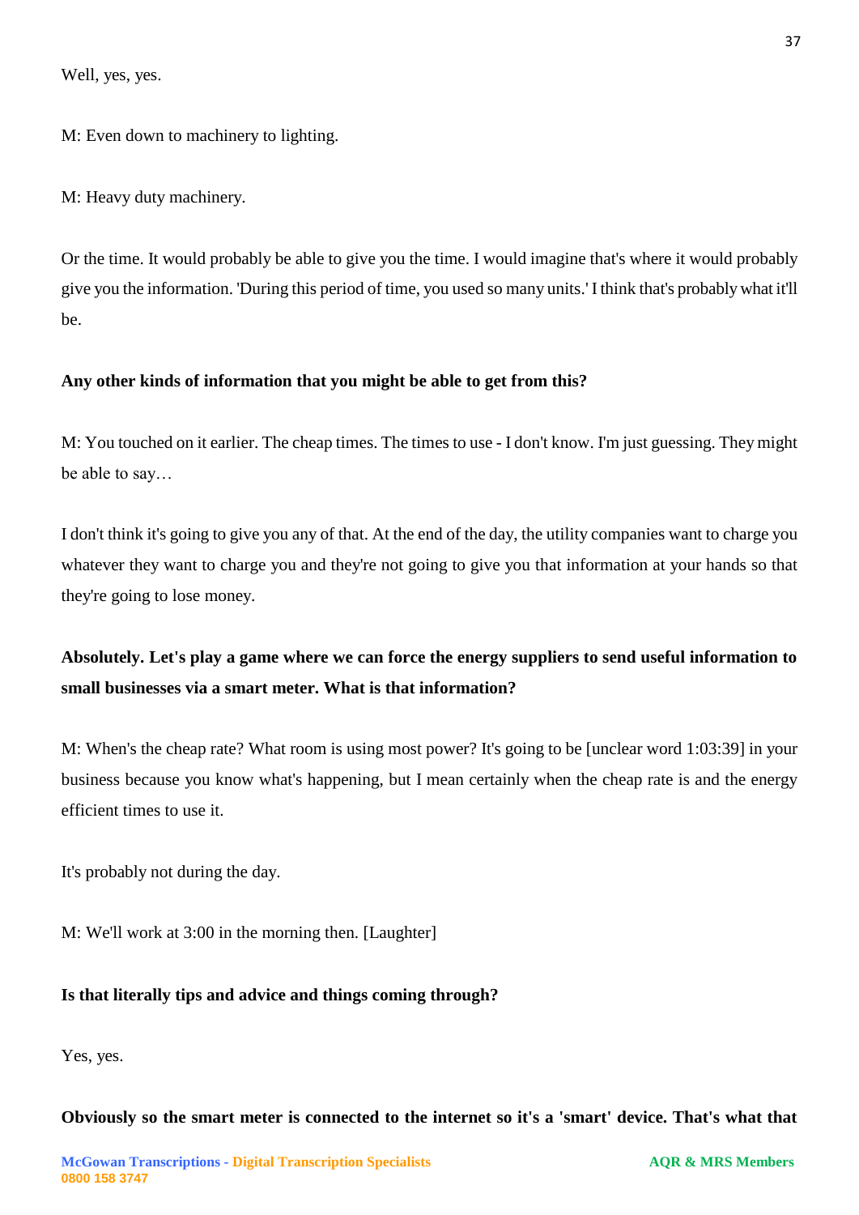Well, yes, yes.

M: Even down to machinery to lighting.

M: Heavy duty machinery.

Or the time. It would probably be able to give you the time. I would imagine that's where it would probably give you the information. 'During this period of time, you used so many units.' I think that's probably what it'll be.

**Any other kinds of information that you might be able to get from this?**

M: You touched on it earlier. The cheap times. The times to use - I don't know. I'm just guessing. They might be able to say…

I don't think it's going to give you any of that. At the end of the day, the utility companies want to charge you whatever they want to charge you and they're not going to give you that information at your hands so that they're going to lose money.

**Absolutely. Let's play a game where we can force the energy suppliers to send useful information to small businesses via a smart meter. What is that information?**

M: When's the cheap rate? What room is using most power? It's going to be [unclear word 1:03:39] in your business because you know what's happening, but I mean certainly when the cheap rate is and the energy efficient times to use it.

It's probably not during the day.

M: We'll work at 3:00 in the morning then. [Laughter]

**Is that literally tips and advice and things coming through?**

Yes, yes.

**Obviously so the smart meter is connected to the internet so it's a 'smart' device. That's what that**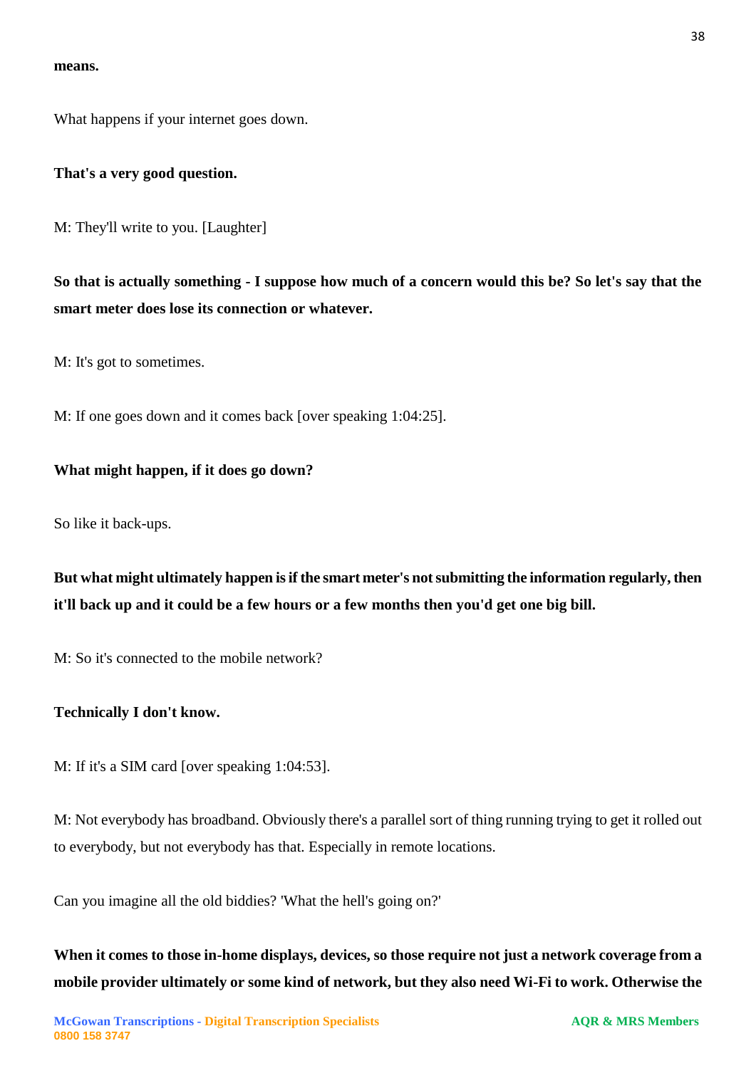**means.**

What happens if your internet goes down.

**That's a very good question.**

M: They'll write to you. [Laughter]

**So that is actually something - I suppose how much of a concern would this be? So let's say that the smart meter does lose its connection or whatever.**

M: It's got to sometimes.

M: If one goes down and it comes back [over speaking 1:04:25].

**What might happen, if it does go down?**

So like it back-ups.

**But what might ultimately happen is if the smart meter's not submitting the information regularly, then it'll back up and it could be a few hours or a few months then you'd get one big bill.**

M: So it's connected to the mobile network?

**Technically I don't know.**

M: If it's a SIM card [over speaking 1:04:53].

M: Not everybody has broadband. Obviously there's a parallel sort of thing running trying to get it rolled out to everybody, but not everybody has that. Especially in remote locations.

Can you imagine all the old biddies? 'What the hell's going on?'

**When it comes to those in-home displays, devices, so those require not just a network coverage from a mobile provider ultimately or some kind of network, but they also need Wi-Fi to work. Otherwise the**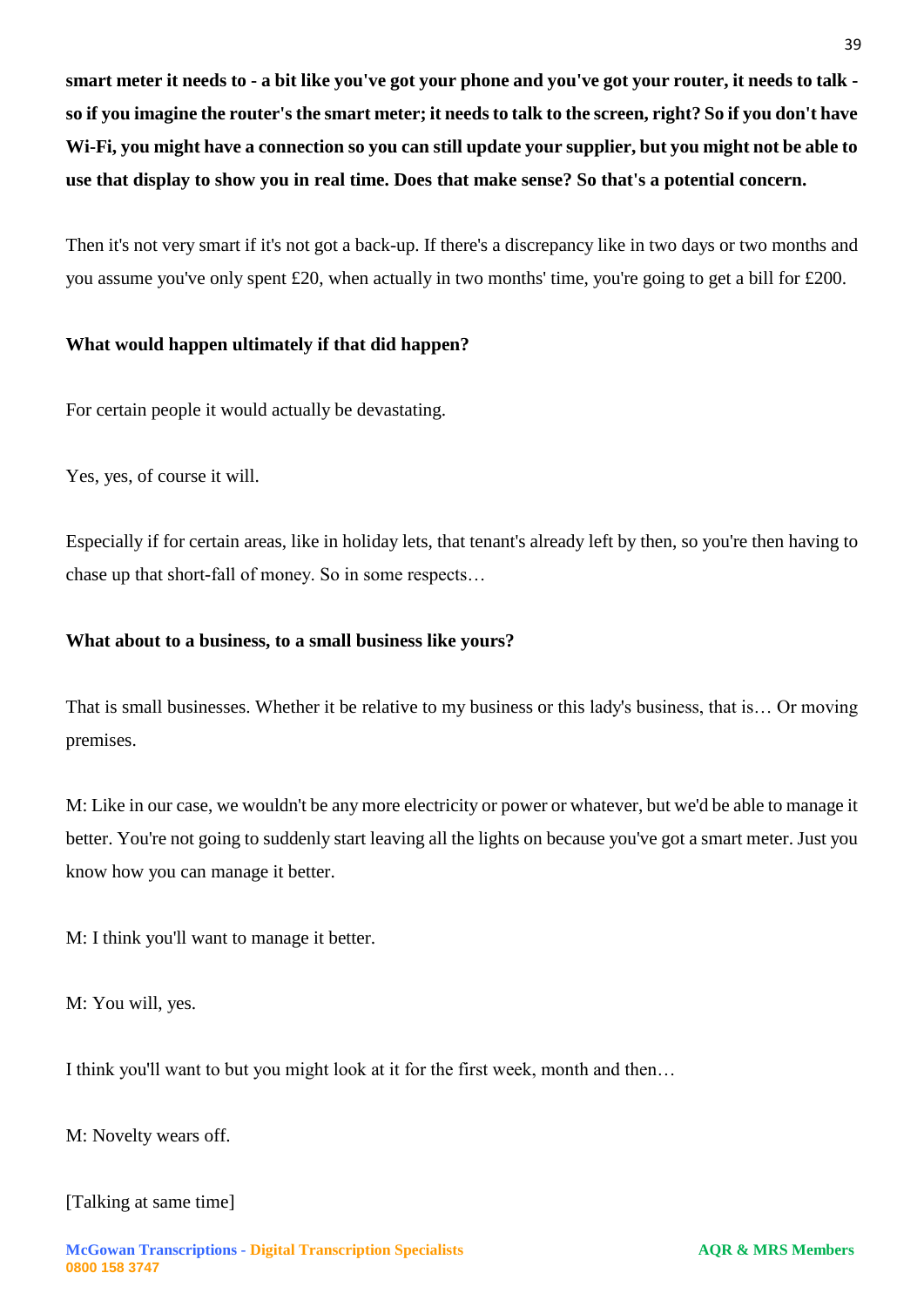**smart meter it needs to - a bit like you've got your phone and you've got your router, it needs to talk - so if you imagine the router's the smart meter; it needs to talk to the screen, right? So if you don't have Wi-Fi, you might have a connection so you can still update your supplier, but you might not be able to use that display to show you in real time. Does that make sense? So that's a potential concern.**

Then it's not very smart if it's not got a back-up. If there's a discrepancy like in two days or two months and you assume you've only spent £20, when actually in two months' time, you're going to get a bill for £200.

**What would happen ultimately if that did happen?**

For certain people it would actually be devastating.

Yes, yes, of course it will.

Especially if for certain areas, like in holiday lets, that tenant's already left by then, so you're then having to chase up that short-fall of money. So in some respects…

**What about to a business, to a small business like yours?**

That is small businesses. Whether it be relative to my business or this lady's business, that is… Or moving premises.

M: Like in our case, we wouldn't be any more electricity or power or whatever, but we'd be able to manage it better. You're not going to suddenly start leaving all the lights on because you've got a smart meter. Just you know how you can manage it better.

M: I think you'll want to manage it better.

M: You will, yes.

I think you'll want to but you might look at it for the first week, month and then…

M: Novelty wears off.

[Talking at same time]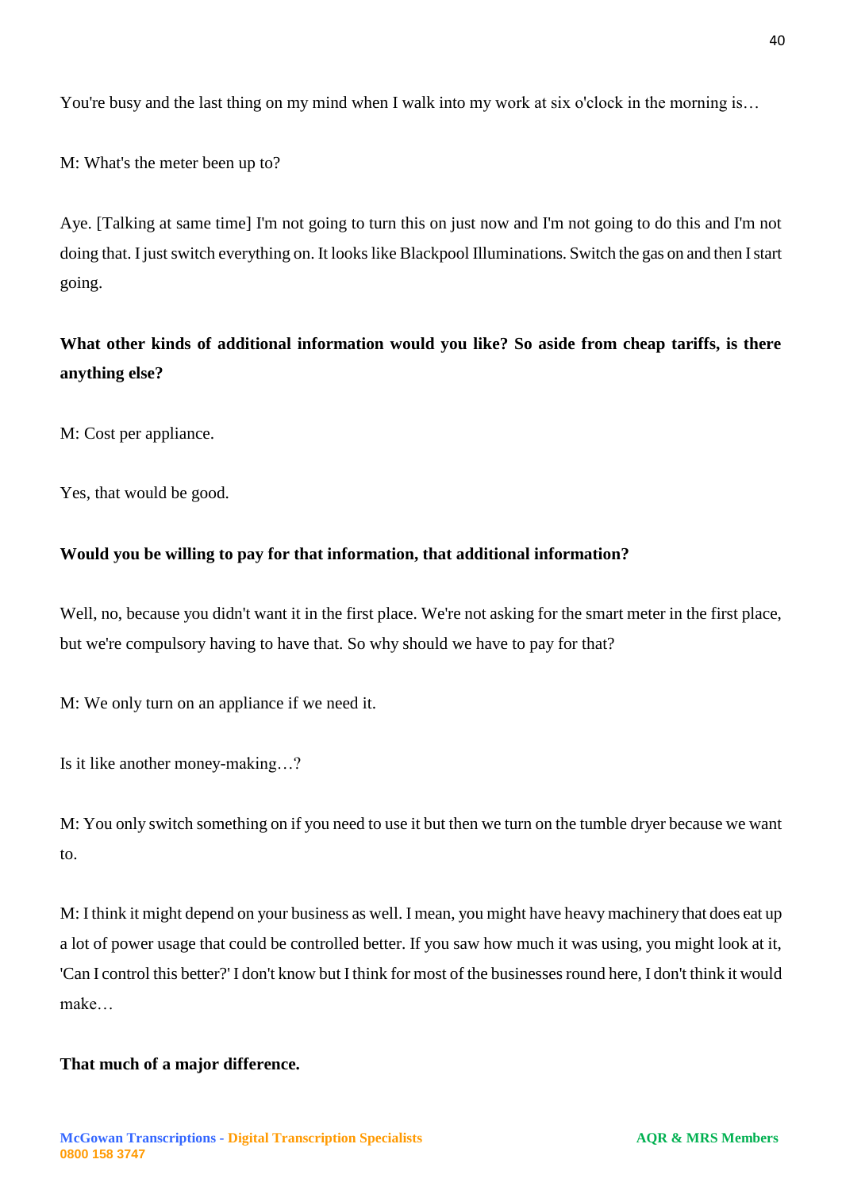You're busy and the last thing on my mind when I walk into my work at six o'clock in the morning is…

M: What's the meter been up to?

Aye. [Talking at same time] I'm not going to turn this on just now and I'm not going to do this and I'm not doing that. I just switch everything on. It looks like Blackpool Illuminations. Switch the gas on and then I start going.

**What other kinds of additional information would you like? So aside from cheap tariffs, is there anything else?**

M: Cost per appliance.

Yes, that would be good.

**Would you be willing to pay for that information, that additional information?**

Well, no, because you didn't want it in the first place. We're not asking for the smart meter in the first place, but we're compulsory having to have that. So why should we have to pay for that?

M: We only turn on an appliance if we need it.

Is it like another money-making…?

M: You only switch something on if you need to use it but then we turn on the tumble dryer because we want to.

M: I think it might depend on your business as well. I mean, you might have heavy machinery that does eat up a lot of power usage that could be controlled better. If you saw how much it was using, you might look at it, 'Can I control this better?' I don't know but I think for most of the businesses round here, I don't think it would make…

**That much of a major difference.**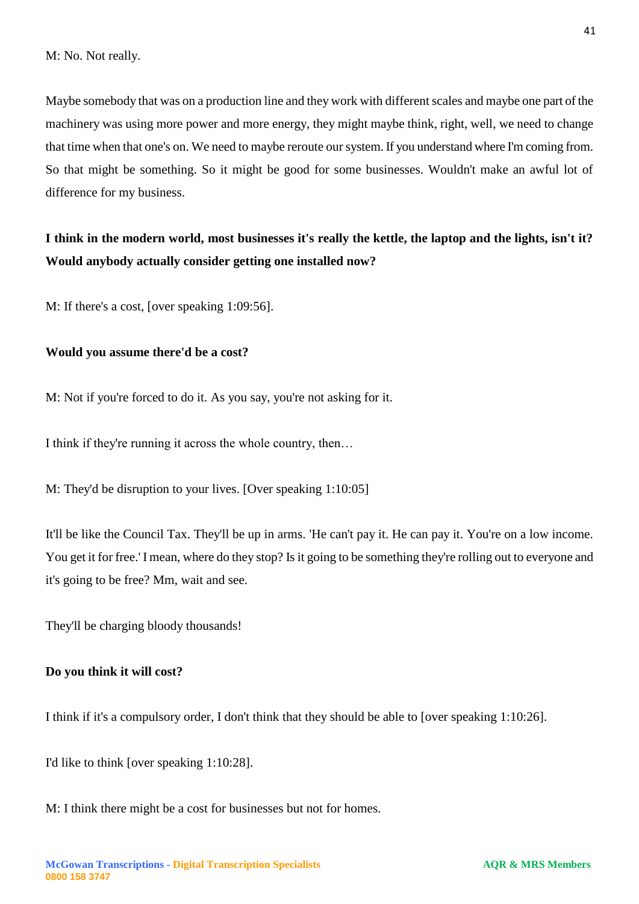M: No. Not really.

Maybe somebody that was on a production line and they work with different scales and maybe one part of the machinery was using more power and more energy, they might maybe think, right, well, we need to change that time when that one's on. We need to maybe reroute our system. If you understand where I'm coming from. So that might be something. So it might be good for some businesses. Wouldn't make an awful lot of difference for my business.

**I think in the modern world, most businesses it's really the kettle, the laptop and the lights, isn't it? Would anybody actually consider getting one installed now?**

M: If there's a cost, [over speaking 1:09:56].

**Would you assume there'd be a cost?**

M: Not if you're forced to do it. As you say, you're not asking for it.

I think if they're running it across the whole country, then…

M: They'd be disruption to your lives. [Over speaking 1:10:05]

It'll be like the Council Tax. They'll be up in arms. 'He can't pay it. He can pay it. You're on a low income. You get it for free.' I mean, where do they stop? Is it going to be something they're rolling out to everyone and it's going to be free? Mm, wait and see.

They'll be charging bloody thousands!

**Do you think it will cost?**

I think if it's a compulsory order, I don't think that they should be able to [over speaking 1:10:26].

I'd like to think [over speaking 1:10:28].

M: I think there might be a cost for businesses but not for homes.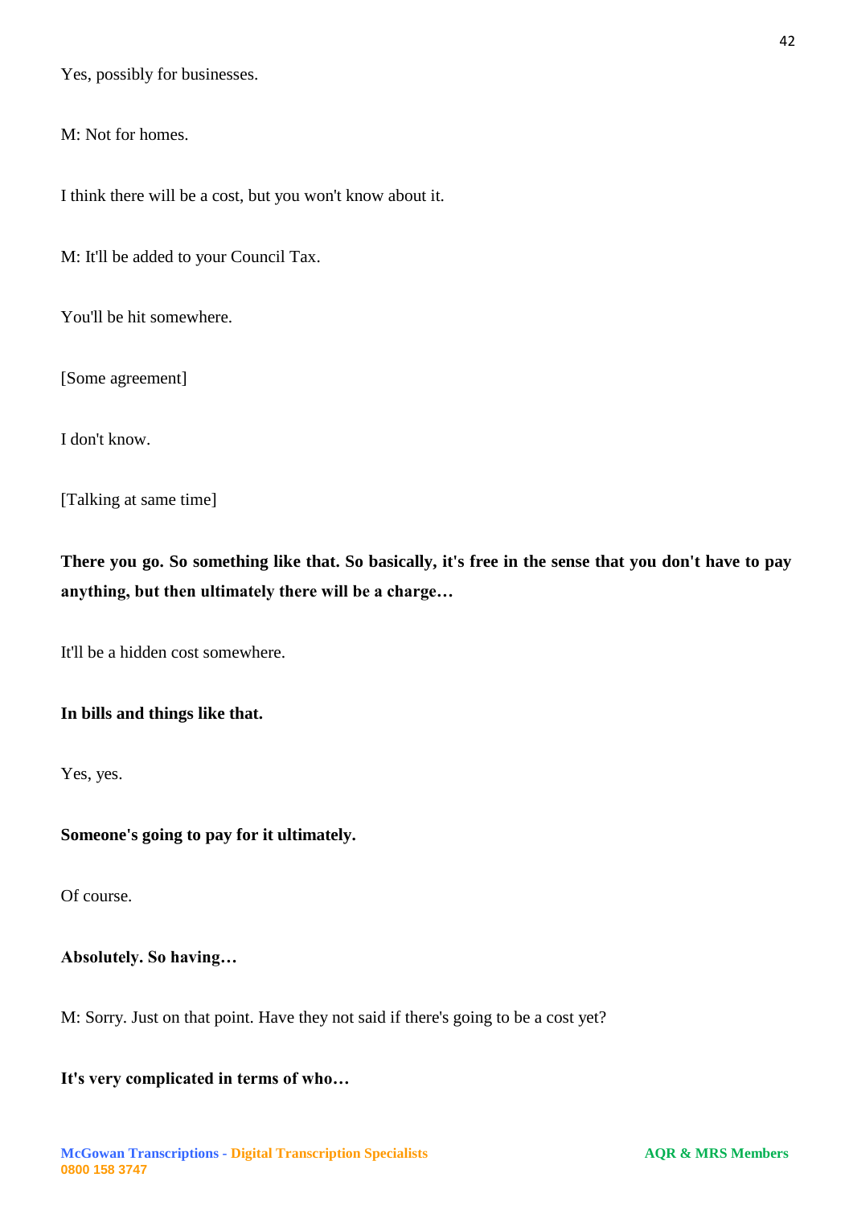Yes, possibly for businesses.

M: Not for homes.

I think there will be a cost, but you won't know about it.

M: It'll be added to your Council Tax.

You'll be hit somewhere.

[Some agreement]

I don't know.

[Talking at same time]

**There you go. So something like that. So basically, it's free in the sense that you don't have to pay anything, but then ultimately there will be a charge…**

It'll be a hidden cost somewhere.

**In bills and things like that.**

Yes, yes.

**Someone's going to pay for it ultimately.**

Of course.

**Absolutely. So having…**

M: Sorry. Just on that point. Have they not said if there's going to be a cost yet?

**It's very complicated in terms of who…**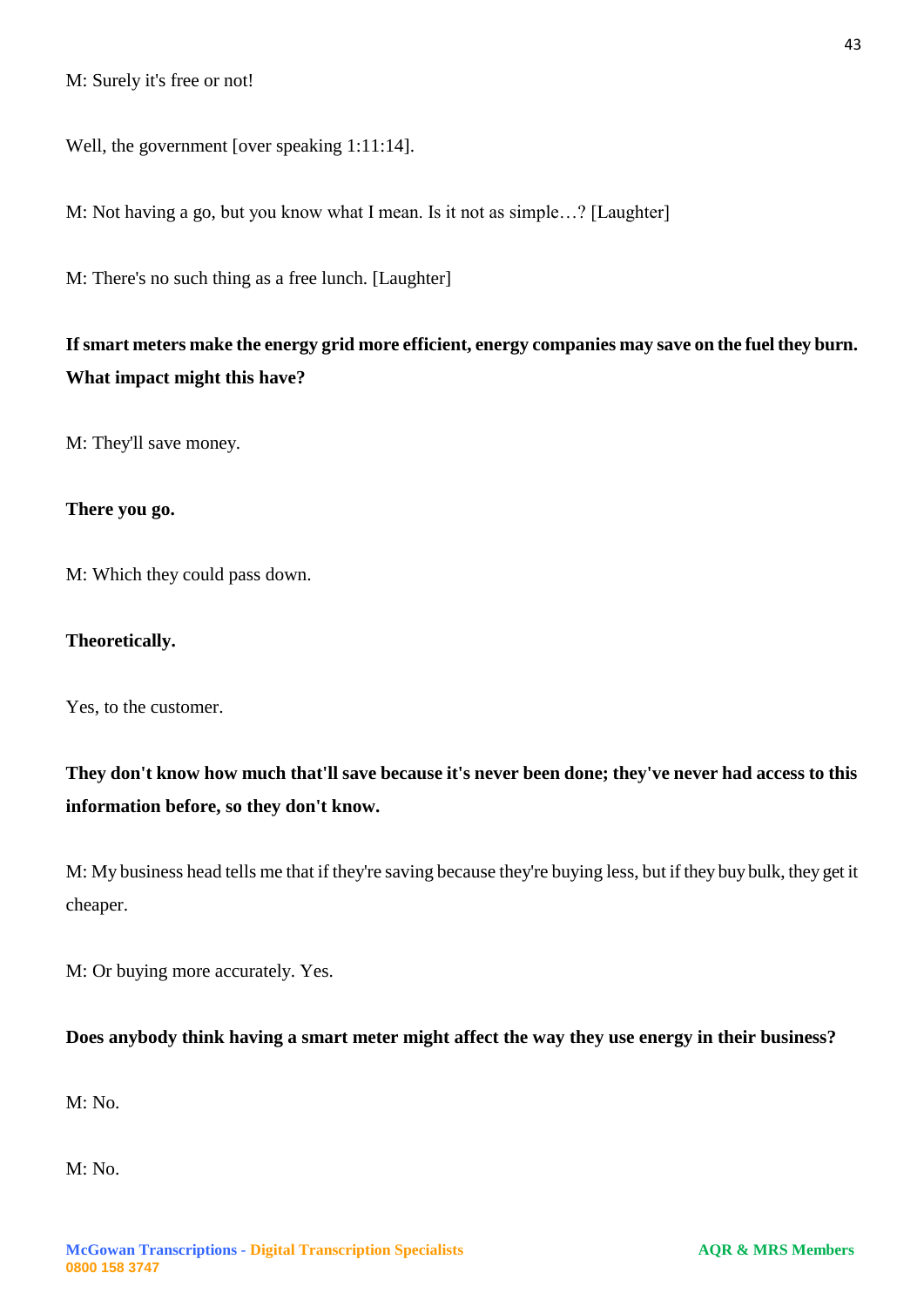M: Surely it's free or not!

Well, the government [over speaking 1:11:14].

M: Not having a go, but you know what I mean. Is it not as simple…? [Laughter]

M: There's no such thing as a free lunch. [Laughter]

**If smart meters make the energy grid more efficient, energy companies may save on the fuel they burn. What impact might this have?**

M: They'll save money.

**There you go.**

M: Which they could pass down.

**Theoretically.**

Yes, to the customer.

**They don't know how much that'll save because it's never been done; they've never had access to this information before, so they don't know.**

M: My business head tells me that if they're saving because they're buying less, but if they buy bulk, they get it cheaper.

M: Or buying more accurately. Yes.

**Does anybody think having a smart meter might affect the way they use energy in their business?**

M: No.

M: No.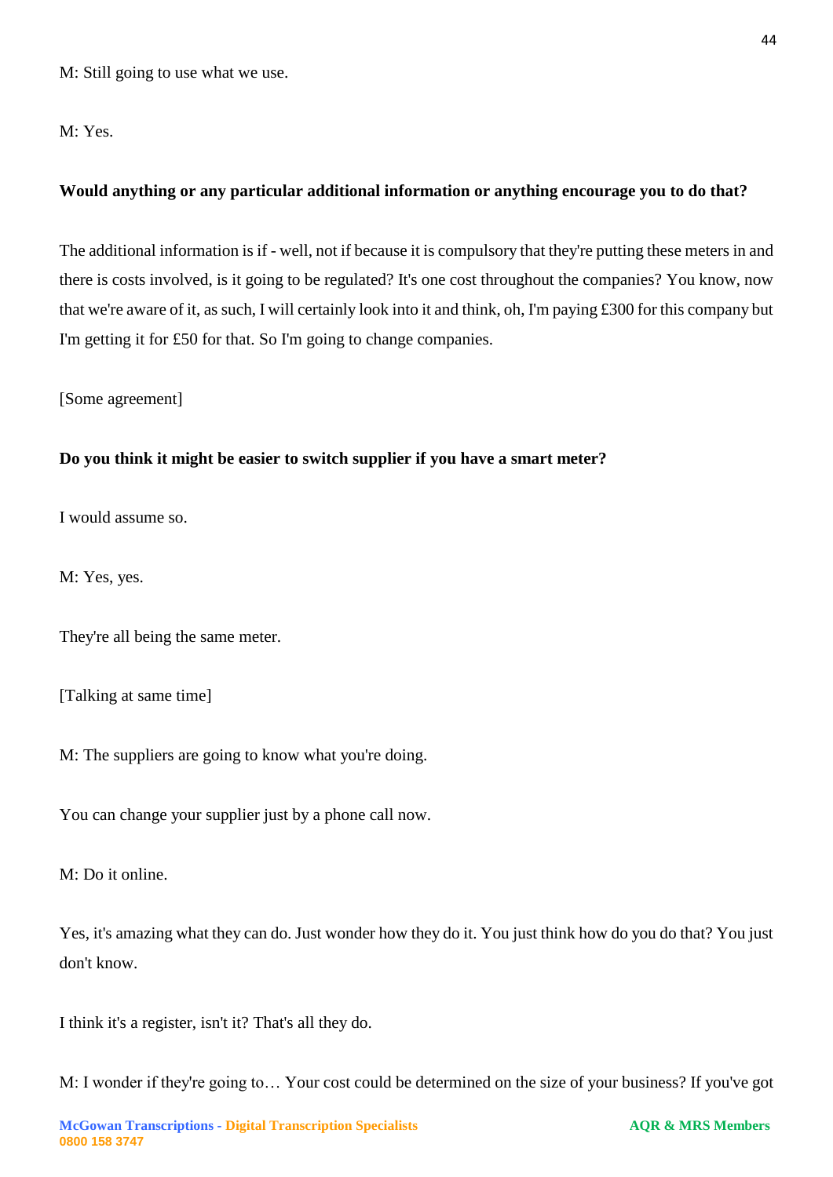M: Still going to use what we use.

M: Yes.

**Would anything or any particular additional information or anything encourage you to do that?**

The additional information is if - well, not if because it is compulsory that they're putting these meters in and there is costs involved, is it going to be regulated? It's one cost throughout the companies? You know, now that we're aware of it, as such, I will certainly look into it and think, oh, I'm paying £300 for this company but I'm getting it for £50 for that. So I'm going to change companies.

[Some agreement]

**Do you think it might be easier to switch supplier if you have a smart meter?**

I would assume so.

M: Yes, yes.

They're all being the same meter.

[Talking at same time]

M: The suppliers are going to know what you're doing.

You can change your supplier just by a phone call now.

M: Do it online.

Yes, it's amazing what they can do. Just wonder how they do it. You just think how do you do that? You just don't know.

I think it's a register, isn't it? That's all they do.

M: I wonder if they're going to… Your cost could be determined on the size of your business? If you've got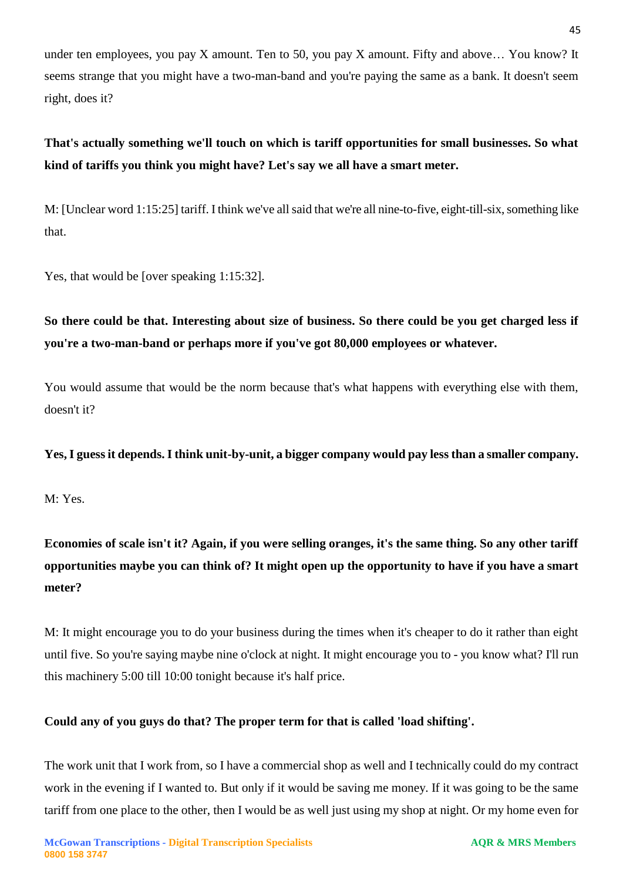under ten employees, you pay X amount. Ten to 50, you pay X amount. Fifty and above… You know? It seems strange that you might have a two-man-band and you're paying the same as a bank. It doesn't seem right, does it?

**That's actually something we'll touch on which is tariff opportunities for small businesses. So what kind of tariffs you think you might have? Let's say we all have a smart meter.**

M: [Unclear word 1:15:25] tariff. I think we've all said that we're all nine-to-five, eight-till-six, something like that.

Yes, that would be [over speaking 1:15:32].

**So there could be that. Interesting about size of business. So there could be you get charged less if you're a two-man-band or perhaps more if you've got 80,000 employees or whatever.**

You would assume that would be the norm because that's what happens with everything else with them, doesn't it?

**Yes, I guess it depends. I think unit-by-unit, a bigger company would pay less than a smaller company.**

M: Yes.

**Economies of scale isn't it? Again, if you were selling oranges, it's the same thing. So any other tariff opportunities maybe you can think of? It might open up the opportunity to have if you have a smart meter?**

M: It might encourage you to do your business during the times when it's cheaper to do it rather than eight until five. So you're saying maybe nine o'clock at night. It might encourage you to - you know what? I'll run this machinery 5:00 till 10:00 tonight because it's half price.

**Could any of you guys do that? The proper term for that is called 'load shifting'.**

The work unit that I work from, so I have a commercial shop as well and I technically could do my contract work in the evening if I wanted to. But only if it would be saving me money. If it was going to be the same tariff from one place to the other, then I would be as well just using my shop at night. Or my home even for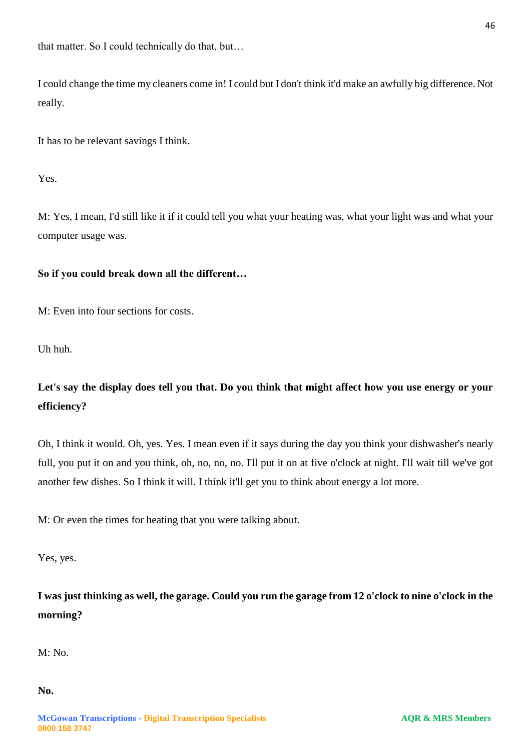that matter. So I could technically do that, but…

I could change the time my cleaners come in! I could but I don't think it'd make an awfully big difference. Not really.

It has to be relevant savings I think.

Yes.

M: Yes, I mean, I'd still like it if it could tell you what your heating was, what your light was and what your computer usage was.

**So if you could break down all the different…**

M: Even into four sections for costs.

Uh huh.

**Let's say the display does tell you that. Do you think that might affect how you use energy or your efficiency?**

Oh, I think it would. Oh, yes. Yes. I mean even if it says during the day you think your dishwasher's nearly full, you put it on and you think, oh, no, no, no. I'll put it on at five o'clock at night. I'll wait till we've got another few dishes. So I think it will. I think it'll get you to think about energy a lot more.

M: Or even the times for heating that you were talking about.

Yes, yes.

**I was just thinking as well, the garage. Could you run the garage from 12 o'clock to nine o'clock in the morning?**

M: No.

**No.**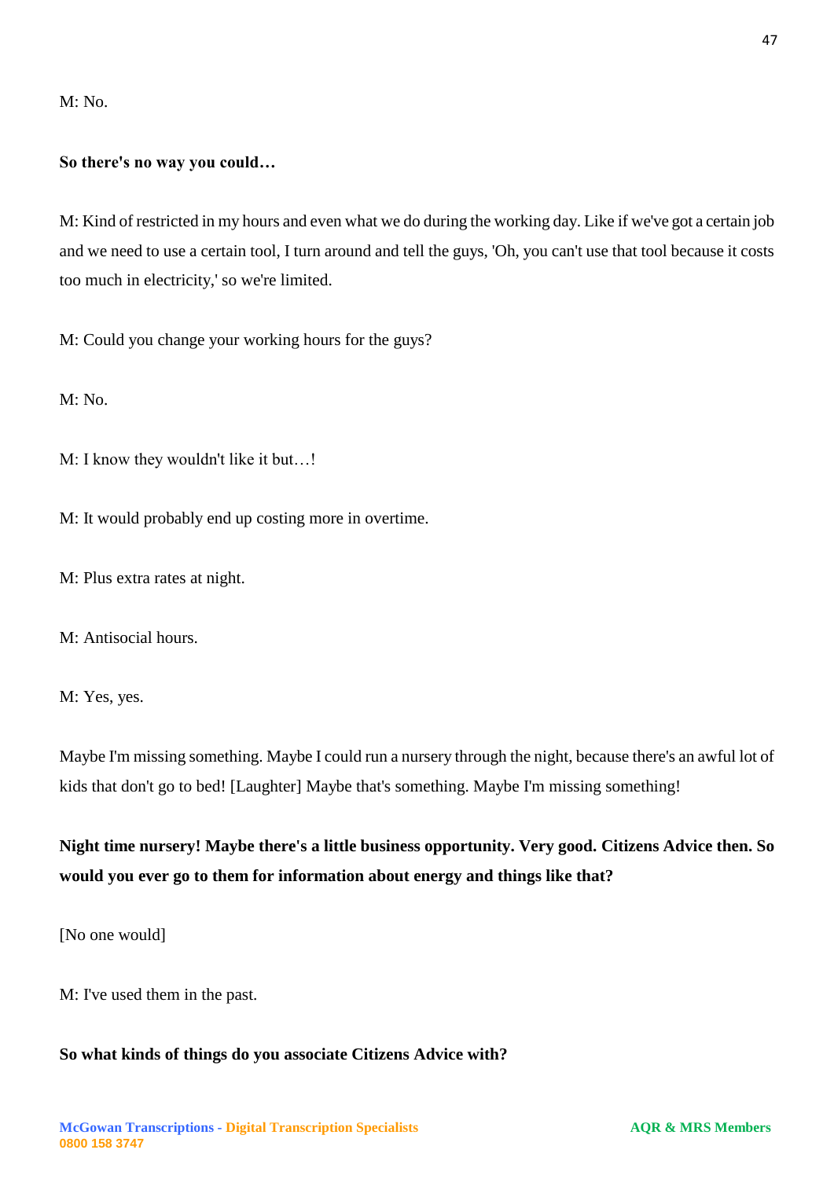M: No.

**So there's no way you could…**

M: Kind of restricted in my hours and even what we do during the working day. Like if we've got a certain job and we need to use a certain tool, I turn around and tell the guys, 'Oh, you can't use that tool because it costs too much in electricity,' so we're limited.

M: Could you change your working hours for the guys?

M: No.

M: I know they wouldn't like it but…!

M: It would probably end up costing more in overtime.

M: Plus extra rates at night.

M: Antisocial hours.

M: Yes, yes.

Maybe I'm missing something. Maybe I could run a nursery through the night, because there's an awful lot of kids that don't go to bed! [Laughter] Maybe that's something. Maybe I'm missing something!

**Night time nursery! Maybe there's a little business opportunity. Very good. Citizens Advice then. So would you ever go to them for information about energy and things like that?**

[No one would]

M: I've used them in the past.

**So what kinds of things do you associate Citizens Advice with?**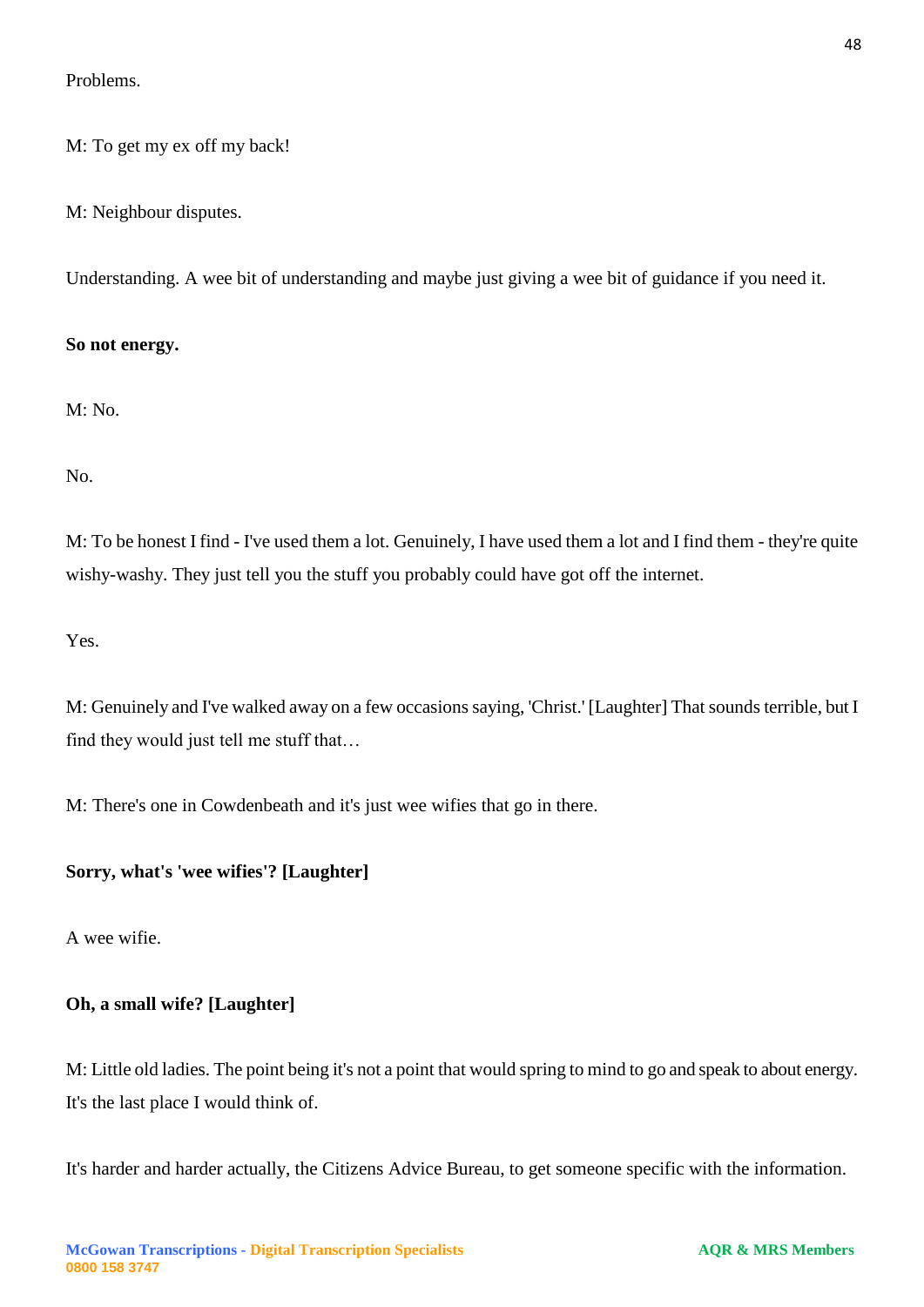Problems.

M: To get my ex off my back!

M: Neighbour disputes.

Understanding. A wee bit of understanding and maybe just giving a wee bit of guidance if you need it.

**So not energy.**

M: No.

No.

M: To be honest I find - I've used them a lot. Genuinely, I have used them a lot and I find them - they're quite wishy-washy. They just tell you the stuff you probably could have got off the internet.

Yes.

M: Genuinely and I've walked away on a few occasions saying, 'Christ.' [Laughter] That sounds terrible, but I find they would just tell me stuff that…

M: There's one in Cowdenbeath and it's just wee wifies that go in there.

**Sorry, what's 'wee wifies'? [Laughter]**

A wee wifie.

**Oh, a small wife? [Laughter]**

M: Little old ladies. The point being it's not a point that would spring to mind to go and speak to about energy. It's the last place I would think of.

It's harder and harder actually, the Citizens Advice Bureau, to get someone specific with the information.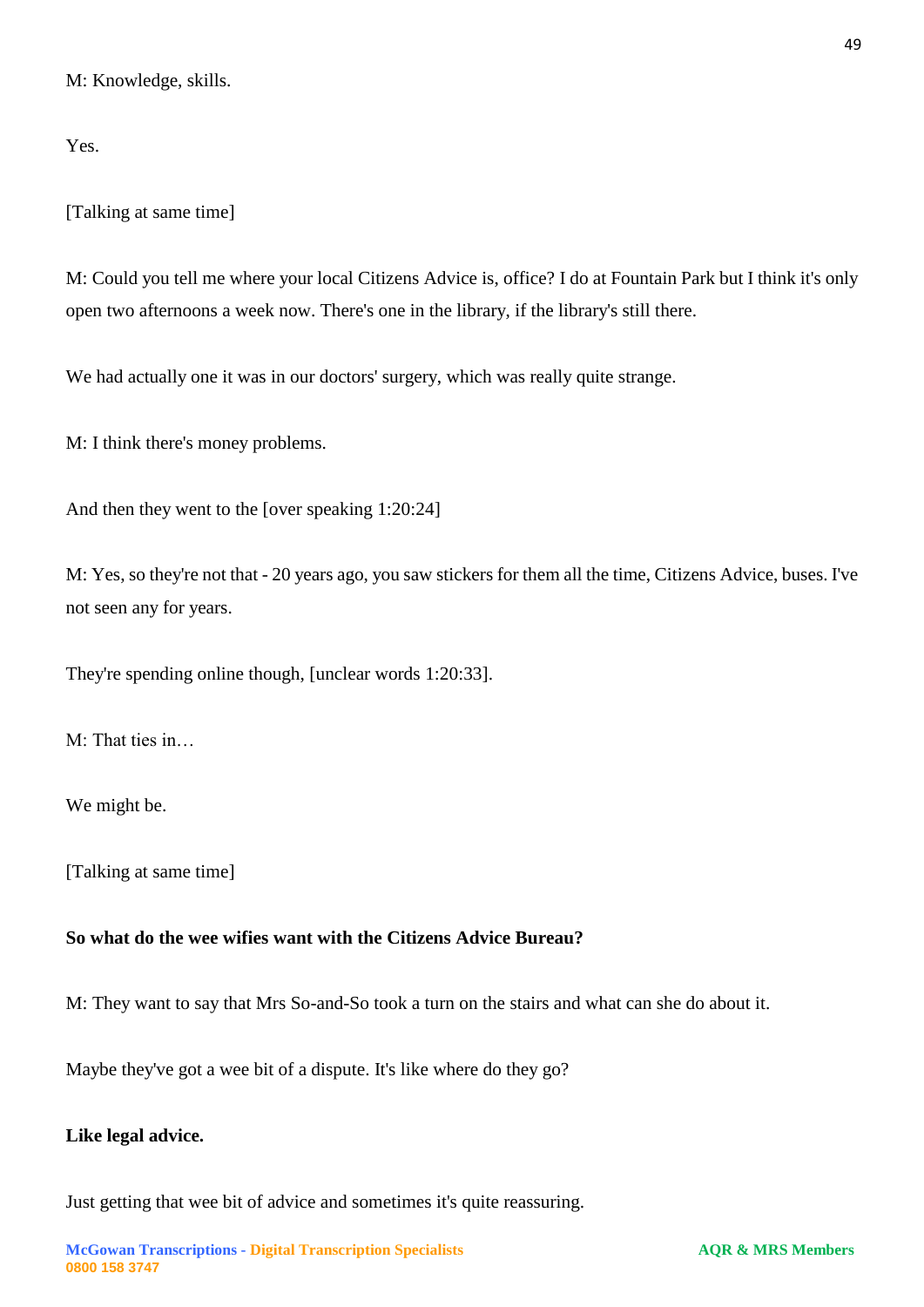M: Knowledge, skills.

Yes.

[Talking at same time]

M: Could you tell me where your local Citizens Advice is, office? I do at Fountain Park but I think it's only open two afternoons a week now. There's one in the library, if the library's still there.

We had actually one it was in our doctors' surgery, which was really quite strange.

M: I think there's money problems.

And then they went to the [over speaking 1:20:24]

M: Yes, so they're not that - 20 years ago, you saw stickers for them all the time, Citizens Advice, buses. I've not seen any for years.

They're spending online though, [unclear words 1:20:33].

M: That ties in…

We might be.

[Talking at same time]

**So what do the wee wifies want with the Citizens Advice Bureau?**

M: They want to say that Mrs So-and-So took a turn on the stairs and what can she do about it.

Maybe they've got a wee bit of a dispute. It's like where do they go?

**Like legal advice.**

Just getting that wee bit of advice and sometimes it's quite reassuring.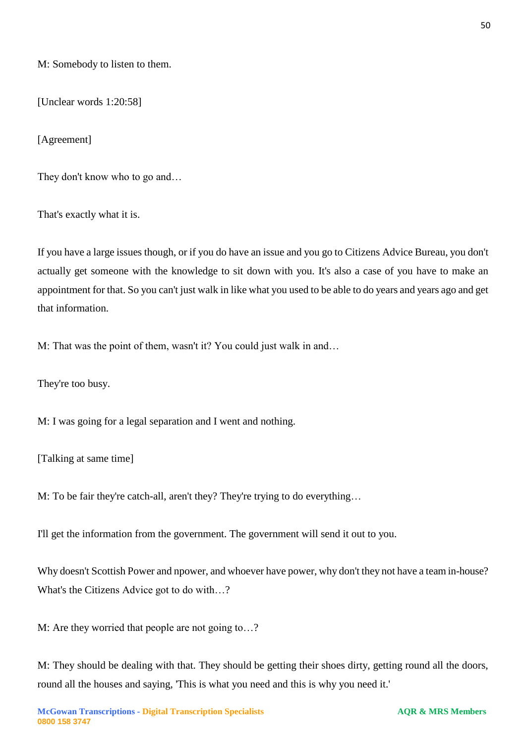M: Somebody to listen to them.

[Unclear words 1:20:58]

[Agreement]

They don't know who to go and…

That's exactly what it is.

If you have a large issues though, or if you do have an issue and you go to Citizens Advice Bureau, you don't actually get someone with the knowledge to sit down with you. It's also a case of you have to make an appointment for that. So you can't just walk in like what you used to be able to do years and years ago and get that information.

M: That was the point of them, wasn't it? You could just walk in and…

They're too busy.

M: I was going for a legal separation and I went and nothing.

[Talking at same time]

M: To be fair they're catch-all, aren't they? They're trying to do everything…

I'll get the information from the government. The government will send it out to you.

Why doesn't Scottish Power and npower, and whoever have power, why don't they not have a team in-house? What's the Citizens Advice got to do with…?

M: Are they worried that people are not going to…?

M: They should be dealing with that. They should be getting their shoes dirty, getting round all the doors, round all the houses and saying, 'This is what you need and this is why you need it.'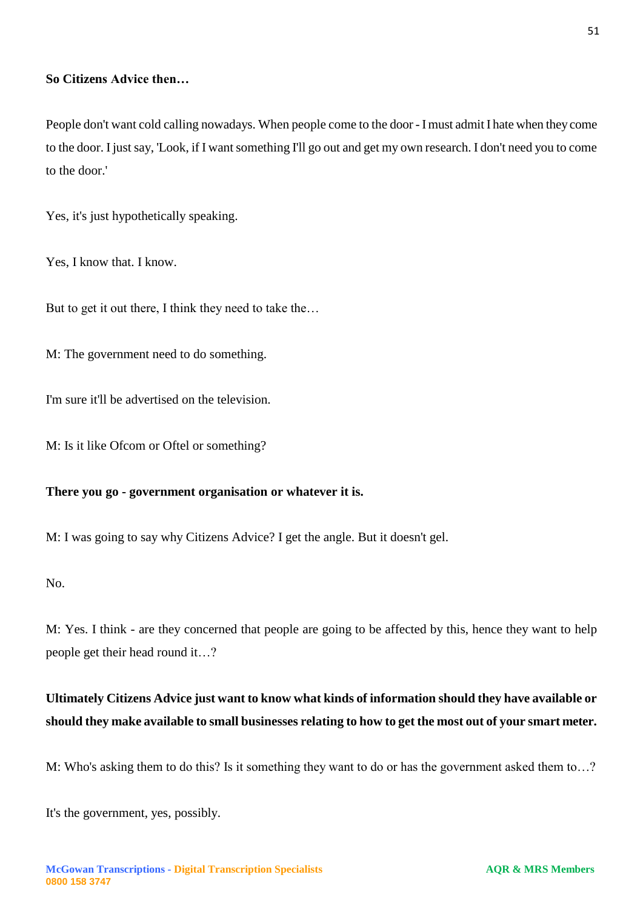**So Citizens Advice then…**

People don't want cold calling nowadays. When people come to the door - I must admit I hate when they come to the door. I just say, 'Look, if I want something I'll go out and get my own research. I don't need you to come to the door.'

Yes, it's just hypothetically speaking.

Yes, I know that. I know.

But to get it out there, I think they need to take the…

M: The government need to do something.

I'm sure it'll be advertised on the television.

M: Is it like Ofcom or Oftel or something?

**There you go - government organisation or whatever it is.**

M: I was going to say why Citizens Advice? I get the angle. But it doesn't gel.

No.

M: Yes. I think - are they concerned that people are going to be affected by this, hence they want to help people get their head round it…?

**Ultimately Citizens Advice just want to know what kinds of information should they have available or should they make available to small businesses relating to how to get the most out of your smart meter.**

M: Who's asking them to do this? Is it something they want to do or has the government asked them to…?

It's the government, yes, possibly.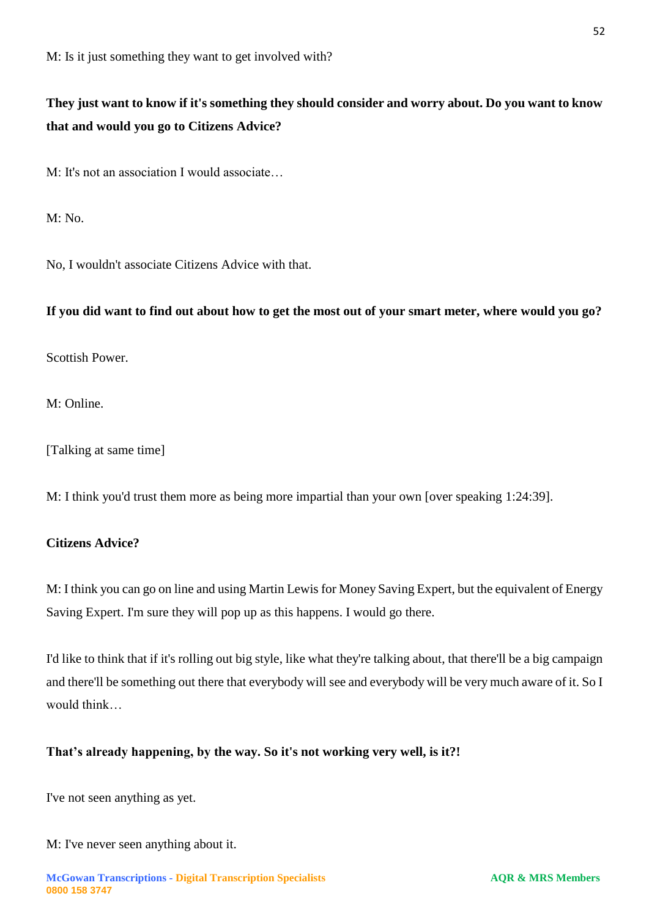M: Is it just something they want to get involved with?

**They just want to know if it's something they should consider and worry about. Do you want to know that and would you go to Citizens Advice?**

M: It's not an association I would associate…

M: No.

No, I wouldn't associate Citizens Advice with that.

**If you did want to find out about how to get the most out of your smart meter, where would you go?**

Scottish Power.

M: Online.

[Talking at same time]

M: I think you'd trust them more as being more impartial than your own [over speaking 1:24:39].

**Citizens Advice?**

M: I think you can go on line and using Martin Lewis for Money Saving Expert, but the equivalent of Energy Saving Expert. I'm sure they will pop up as this happens. I would go there.

I'd like to think that if it's rolling out big style, like what they're talking about, that there'll be a big campaign and there'll be something out there that everybody will see and everybody will be very much aware of it. So I would think…

**That's already happening, by the way. So it's not working very well, is it?!**

I've not seen anything as yet.

M: I've never seen anything about it.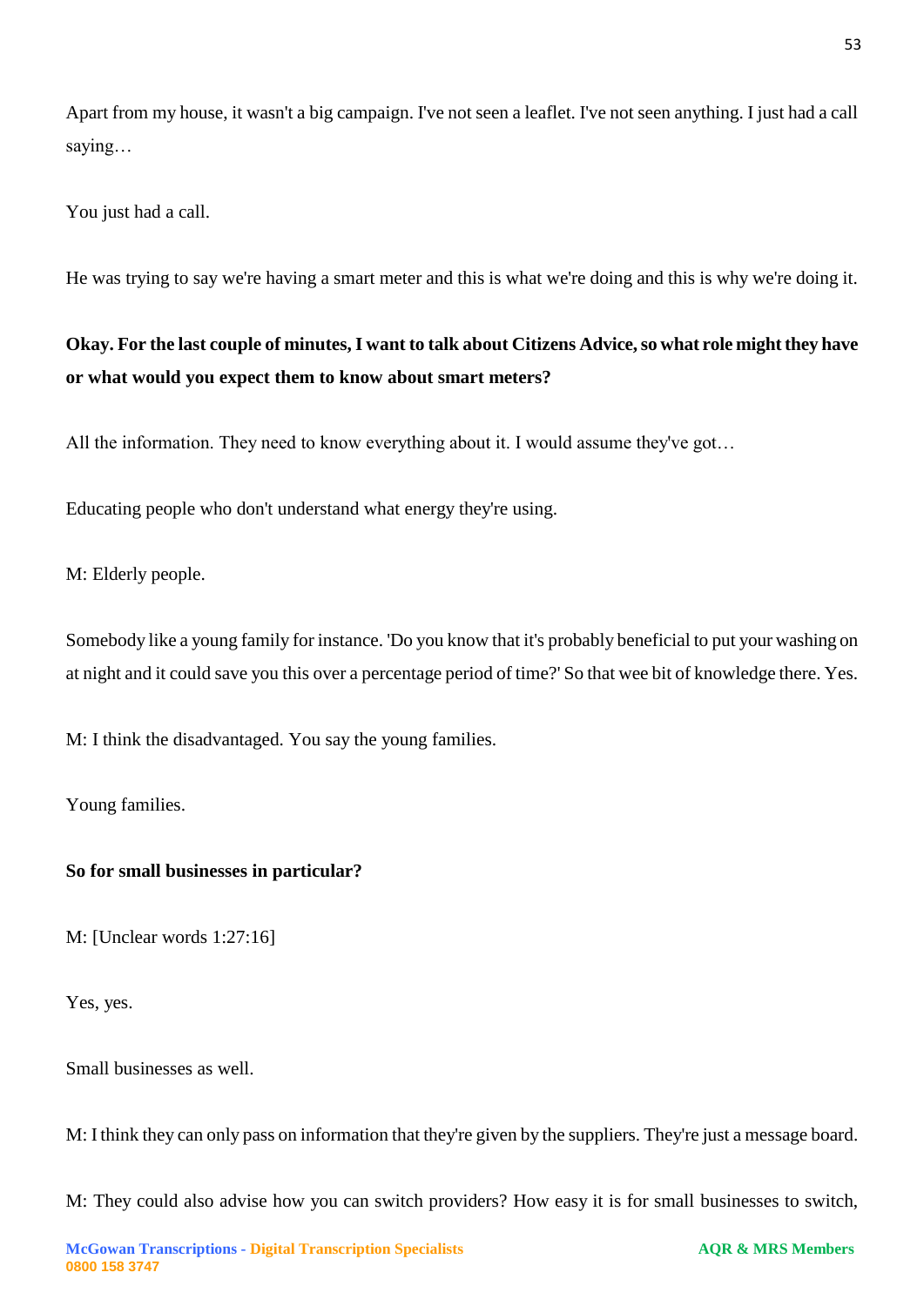Apart from my house, it wasn't a big campaign. I've not seen a leaflet. I've not seen anything. I just had a call saying…

You just had a call.

He was trying to say we're having a smart meter and this is what we're doing and this is why we're doing it.

**Okay. For the last couple of minutes, I want to talk about Citizens Advice, so what role might they have or what would you expect them to know about smart meters?**

All the information. They need to know everything about it. I would assume they've got…

Educating people who don't understand what energy they're using.

M: Elderly people.

Somebody like a young family for instance. 'Do you know that it's probably beneficial to put your washing on at night and it could save you this over a percentage period of time?' So that wee bit of knowledge there. Yes.

M: I think the disadvantaged. You say the young families.

Young families.

**So for small businesses in particular?**

M: [Unclear words 1:27:16]

Yes, yes.

Small businesses as well.

M: I think they can only pass on information that they're given by the suppliers. They're just a message board.

M: They could also advise how you can switch providers? How easy it is for small businesses to switch,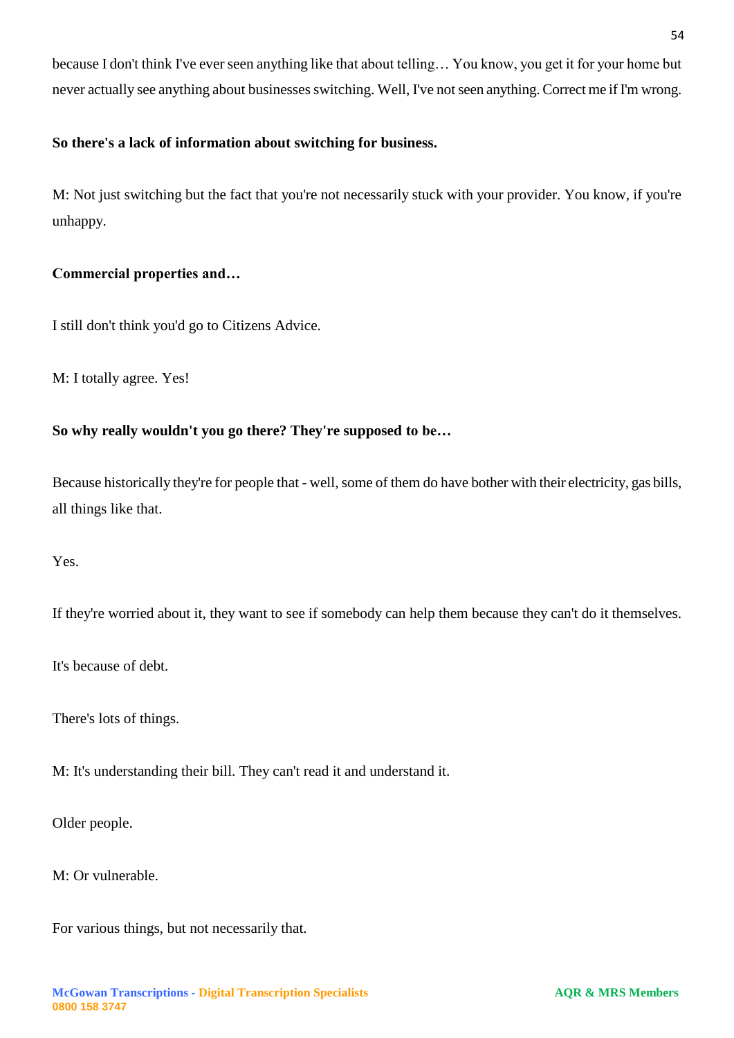because I don't think I've ever seen anything like that about telling… You know, you get it for your home but never actually see anything about businesses switching. Well, I've not seen anything. Correct me if I'm wrong.

**So there's a lack of information about switching for business.**

M: Not just switching but the fact that you're not necessarily stuck with your provider. You know, if you're unhappy.

**Commercial properties and…**

I still don't think you'd go to Citizens Advice.

M: I totally agree. Yes!

**So why really wouldn't you go there? They're supposed to be…**

Because historically they're for people that - well, some of them do have bother with their electricity, gas bills, all things like that.

Yes.

If they're worried about it, they want to see if somebody can help them because they can't do it themselves.

It's because of debt.

There's lots of things.

M: It's understanding their bill. They can't read it and understand it.

Older people.

M: Or vulnerable.

For various things, but not necessarily that.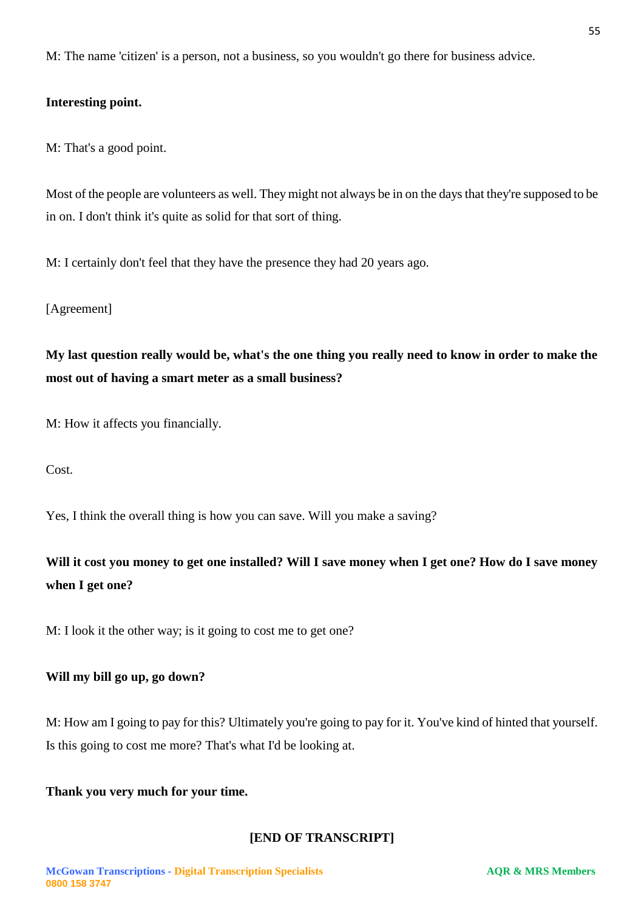M: The name 'citizen' is a person, not a business, so you wouldn't go there for business advice.

**Interesting point.**

M: That's a good point.

Most of the people are volunteers as well. They might not always be in on the days that they're supposed to be in on. I don't think it's quite as solid for that sort of thing.

M: I certainly don't feel that they have the presence they had 20 years ago.

[Agreement]

**My last question really would be, what's the one thing you really need to know in order to make the most out of having a smart meter as a small business?**

M: How it affects you financially.

Cost.

Yes, I think the overall thing is how you can save. Will you make a saving?

**Will it cost you money to get one installed? Will I save money when I get one? How do I save money when I get one?**

M: I look it the other way; is it going to cost me to get one?

**Will my bill go up, go down?**

M: How am I going to pay for this? Ultimately you're going to pay for it. You've kind of hinted that yourself. Is this going to cost me more? That's what I'd be looking at.

**Thank you very much for your time.**

**[END OF TRANSCRIPT]**